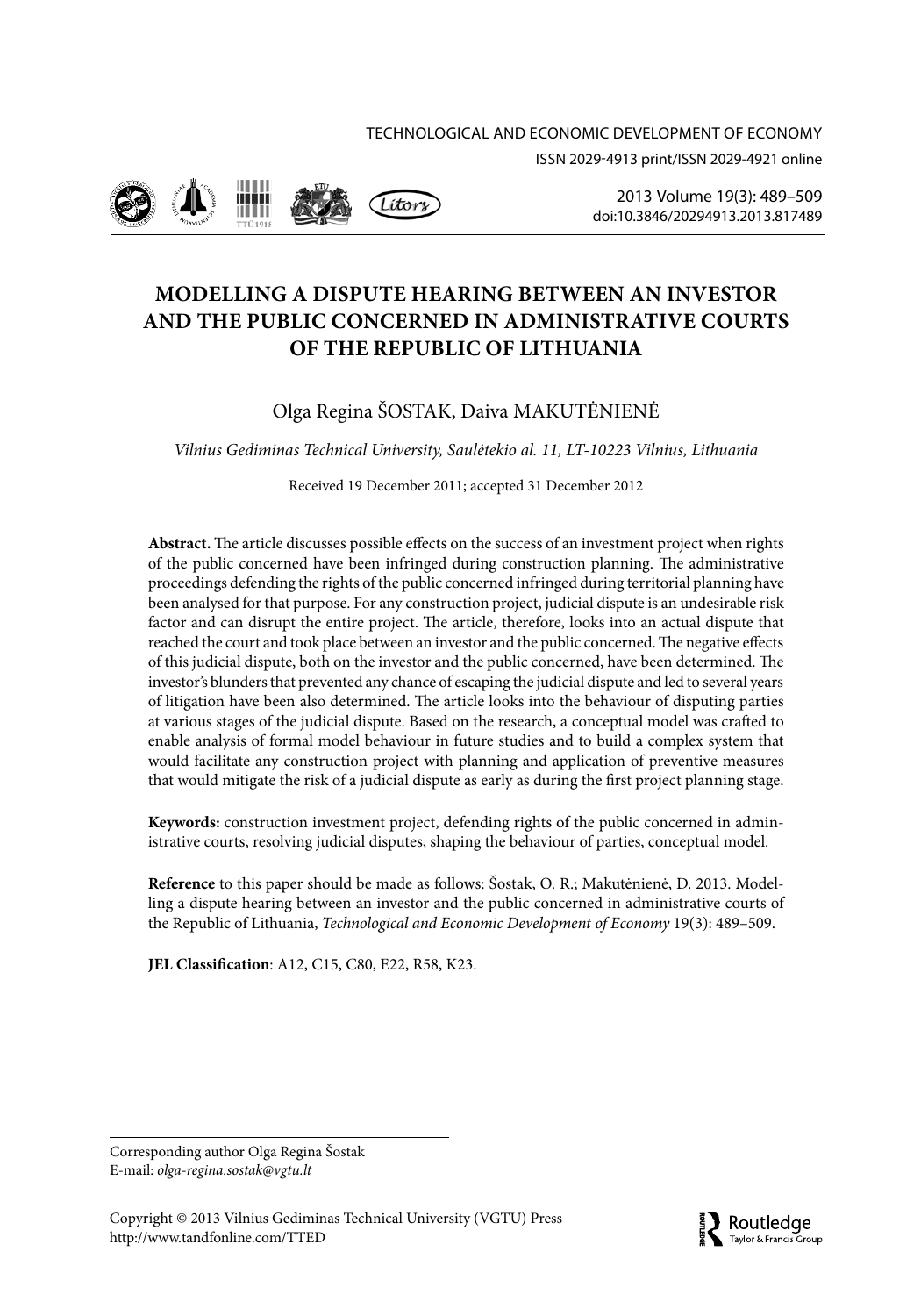TECHNOLOGICAL AND ECONOMIC DEVELOPMENT OF ECONOMY

ISSN 2029-4913 print/ISSN 2029-4921 online

2013 Volume 19(3): 489–509

doi:10.3846/20294913.2013.817489

# MODELLING A DISPUTE HEARING BETWEEN AN INVESTOR AND THE PUBLIC CONCERNED IN ADMINISTRATIVE COURTS OF THE REPUBLIC OF LITHUANIA

Olga Regina ŠOSTAK, Daiva MAKUTĖNIENĖ

*Vilnius Gediminas Technical University, Saulėtekio al. 11, LT-10223 Vilnius, Lithuania*

Received 19 December 2011; accepted 31 December 2012

**Abstract.** The article discusses possible effects on the success of an investment project when rights of the public concerned have been infringed during construction planning. The administrative proceedings defending the rights of the public concerned infringed during territorial planning have been analysed for that purpose. For any construction project, judicial dispute is an undesirable risk factor and can disrupt the entire project. The article, therefore, looks into an actual dispute that reached the court and took place between an investor and the public concerned. The negative effects of this judicial dispute, both on the investor and the public concerned, have been determined. The investor's blunders that prevented any chance of escaping the judicial dispute and led to several years of litigation have been also determined. The article looks into the behaviour of disputing parties at various stages of the judicial dispute. Based on the research, a conceptual model was crafted to enable analysis of formal model behaviour in future studies and to build a complex system that would facilitate any construction project with planning and application of preventive measures that would mitigate the risk of a judicial dispute as early as during the first project planning stage.

**Keywords:** construction investment project, defending rights of the public concerned in administrative courts, resolving judicial disputes, shaping the behaviour of parties, conceptual model.

**Reference** to this paper should be made as follows: Šostak, O. R.; Makutėnienė, D. 2013. Modelling a dispute hearing between an investor and the public concerned in administrative courts of the Republic of Lithuania, *Technological and Economic Development of Economy* 19(3): 489–509.

**JEL Classification**: A12, C15, C80, E22, R58, K23.

---

Corresponding author Olga Regina Šostak
E-mail: *olga-regina.sostak@vgtu.lt*

Copyright © 2013 Vilnius Gediminas Technical University (VGTU) Press
http://www.tandfonline.com/TTED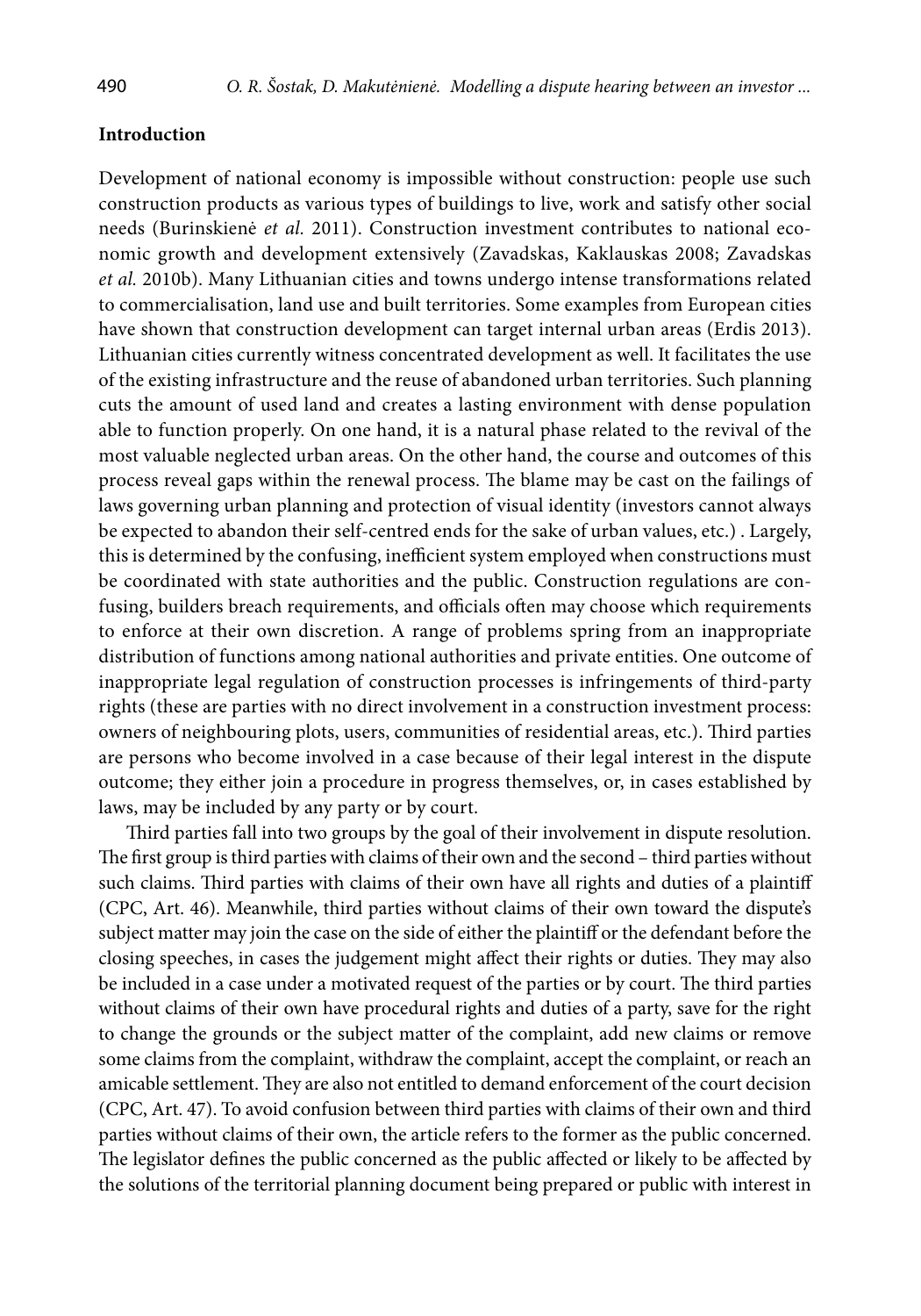## Introduction

Development of national economy is impossible without construction: people use such construction products as various types of buildings to live, work and satisfy other social needs (Burinskienė *et al.* 2011). Construction investment contributes to national economic growth and development extensively (Zavadskas, Kaklauskas 2008; Zavadskas *et al.* 2010b). Many Lithuanian cities and towns undergo intense transformations related to commercialisation, land use and built territories. Some examples from European cities have shown that construction development can target internal urban areas (Erdis 2013). Lithuanian cities currently witness concentrated development as well. It facilitates the use of the existing infrastructure and the reuse of abandoned urban territories. Such planning cuts the amount of used land and creates a lasting environment with dense population able to function properly. On one hand, it is a natural phase related to the revival of the most valuable neglected urban areas. On the other hand, the course and outcomes of this process reveal gaps within the renewal process. The blame may be cast on the failings of laws governing urban planning and protection of visual identity (investors cannot always be expected to abandon their self-centred ends for the sake of urban values, etc.) . Largely, this is determined by the confusing, inefficient system employed when constructions must be coordinated with state authorities and the public. Construction regulations are confusing, builders breach requirements, and officials often may choose which requirements to enforce at their own discretion. A range of problems spring from an inappropriate distribution of functions among national authorities and private entities. One outcome of inappropriate legal regulation of construction processes is infringements of third-party rights (these are parties with no direct involvement in a construction investment process: owners of neighbouring plots, users, communities of residential areas, etc.). Third parties are persons who become involved in a case because of their legal interest in the dispute outcome; they either join a procedure in progress themselves, or, in cases established by laws, may be included by any party or by court.

Third parties fall into two groups by the goal of their involvement in dispute resolution. The first group is third parties with claims of their own and the second – third parties without such claims. Third parties with claims of their own have all rights and duties of a plaintiff (CPC, Art. 46). Meanwhile, third parties without claims of their own toward the dispute's subject matter may join the case on the side of either the plaintiff or the defendant before the closing speeches, in cases the judgement might affect their rights or duties. They may also be included in a case under a motivated request of the parties or by court. The third parties without claims of their own have procedural rights and duties of a party, save for the right to change the grounds or the subject matter of the complaint, add new claims or remove some claims from the complaint, withdraw the complaint, accept the complaint, or reach an amicable settlement. They are also not entitled to demand enforcement of the court decision (CPC, Art. 47). To avoid confusion between third parties with claims of their own and third parties without claims of their own, the article refers to the former as the public concerned. The legislator defines the public concerned as the public affected or likely to be affected by the solutions of the territorial planning document being prepared or public with interest in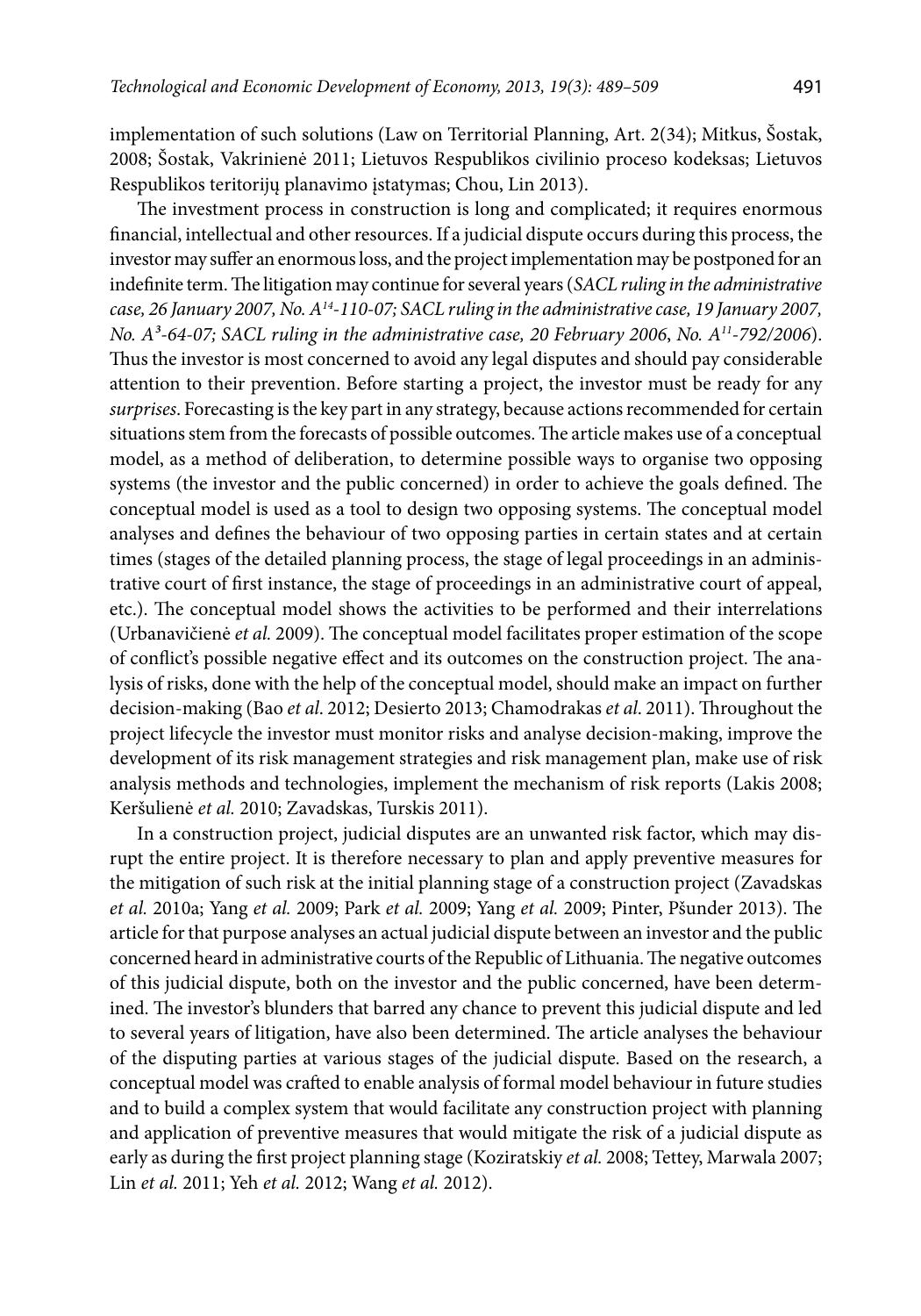implementation of such solutions (Law on Territorial Planning, Art. 2(34); Mitkus, Šostak, 2008; Šostak, Vakrinienė 2011; Lietuvos Respublikos civilinio proceso kodeksas; Lietuvos Respublikos teritorijų planavimo įstatymas; Chou, Lin 2013).

The investment process in construction is long and complicated; it requires enormous financial, intellectual and other resources. If a judicial dispute occurs during this process, the investor may suffer an enormous loss, and the project implementation may be postponed for an indefinite term. The litigation may continue for several years (*SACL ruling in the administrative case, 26 January 2007, No. A*[14]*-110-07; SACL ruling in the administrative case, 19 January 2007, No. A*[3]*-64-07; SACL ruling in the administrative case, 20 February 2006*, *No. A*[11]*-792/2006*). Thus the investor is most concerned to avoid any legal disputes and should pay considerable attention to their prevention. Before starting a project, the investor must be ready for any *surprises*. Forecasting is the key part in any strategy, because actions recommended for certain situations stem from the forecasts of possible outcomes. The article makes use of a conceptual model, as a method of deliberation, to determine possible ways to organise two opposing systems (the investor and the public concerned) in order to achieve the goals defined. The conceptual model is used as a tool to design two opposing systems. The conceptual model analyses and defines the behaviour of two opposing parties in certain states and at certain times (stages of the detailed planning process, the stage of legal proceedings in an administrative court of first instance, the stage of proceedings in an administrative court of appeal, etc.). The conceptual model shows the activities to be performed and their interrelations (Urbanavičienė *et al.* 2009). The conceptual model facilitates proper estimation of the scope of conflict's possible negative effect and its outcomes on the construction project. The analysis of risks, done with the help of the conceptual model, should make an impact on further decision-making (Bao *et al*. 2012; Desierto 2013; Chamodrakas *et al*. 2011). Throughout the project lifecycle the investor must monitor risks and analyse decision-making, improve the development of its risk management strategies and risk management plan, make use of risk analysis methods and technologies, implement the mechanism of risk reports (Lakis 2008; Keršulienė *et al.* 2010; Zavadskas, Turskis 2011).

In a construction project, judicial disputes are an unwanted risk factor, which may disrupt the entire project. It is therefore necessary to plan and apply preventive measures for the mitigation of such risk at the initial planning stage of a construction project (Zavadskas *et al.* 2010a; Yang *et al.* 2009; Park *et al.* 2009; Yang *et al.* 2009; Pinter, Pšunder 2013). The article for that purpose analyses an actual judicial dispute between an investor and the public concerned heard in administrative courts of the Republic of Lithuania. The negative outcomes of this judicial dispute, both on the investor and the public concerned, have been determined. The investor's blunders that barred any chance to prevent this judicial dispute and led to several years of litigation, have also been determined. The article analyses the behaviour of the disputing parties at various stages of the judicial dispute. Based on the research, a conceptual model was crafted to enable analysis of formal model behaviour in future studies and to build a complex system that would facilitate any construction project with planning and application of preventive measures that would mitigate the risk of a judicial dispute as early as during the first project planning stage (Koziratskiy *et al.* 2008; Tettey, Marwala 2007; Lin *et al.* 2011; Yeh *et al.* 2012; Wang *et al.* 2012).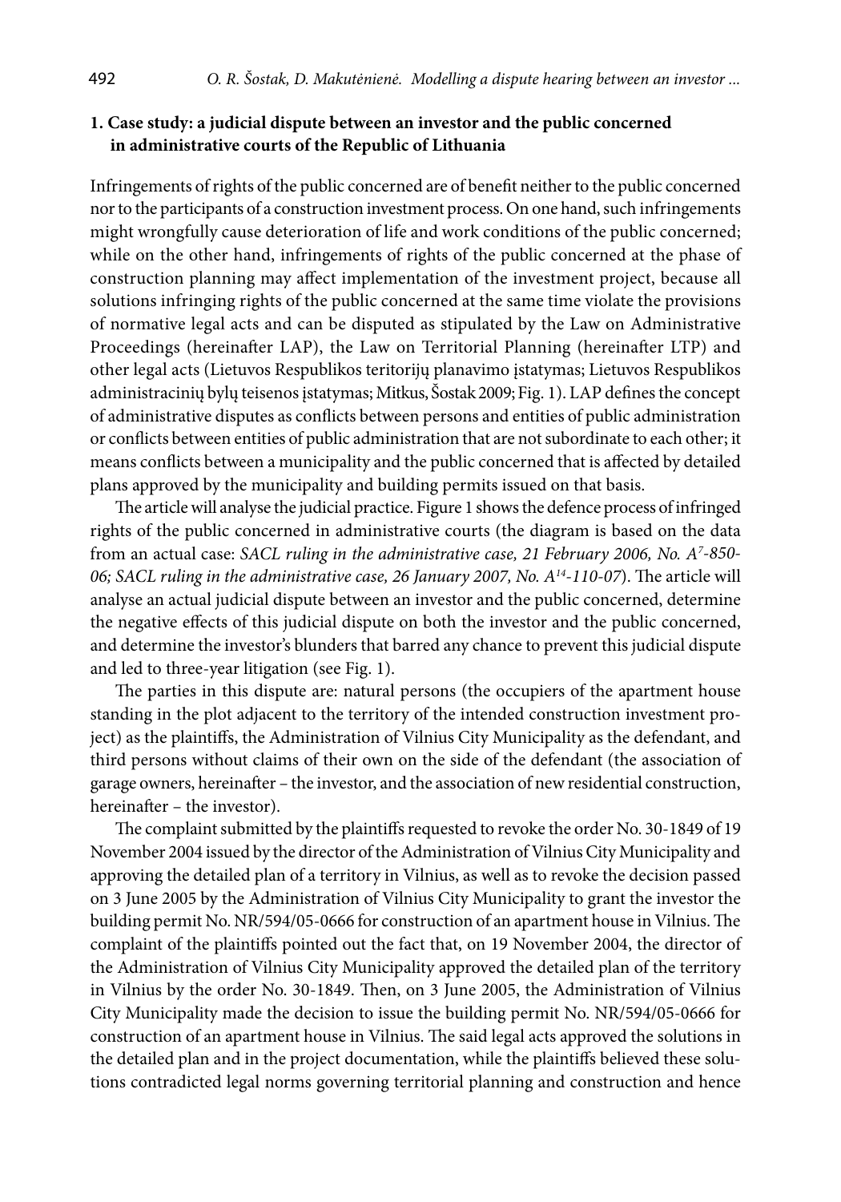## 1. Case study: a judicial dispute between an investor and the public concerned in administrative courts of the Republic of Lithuania

Infringements of rights of the public concerned are of benefit neither to the public concerned nor to the participants of a construction investment process. On one hand, such infringements might wrongfully cause deterioration of life and work conditions of the public concerned; while on the other hand, infringements of rights of the public concerned at the phase of construction planning may affect implementation of the investment project, because all solutions infringing rights of the public concerned at the same time violate the provisions of normative legal acts and can be disputed as stipulated by the Law on Administrative Proceedings (hereinafter LAP), the Law on Territorial Planning (hereinafter LTP) and other legal acts (Lietuvos Respublikos teritorijų planavimo įstatymas; Lietuvos Respublikos administracinių bylų teisenos įstatymas; Mitkus, Šostak 2009; Fig. 1). LAP defines the concept of administrative disputes as conflicts between persons and entities of public administration or conflicts between entities of public administration that are not subordinate to each other; it means conflicts between a municipality and the public concerned that is affected by detailed plans approved by the municipality and building permits issued on that basis.

The article will analyse the judicial practice. Figure 1 shows the defence process of infringed rights of the public concerned in administrative courts (the diagram is based on the data from an actual case: *SACL ruling in the administrative case, 21 February 2006, No. $A^7$-850-06; SACL ruling in the administrative case, 26 January 2007, No. $A^{14}$-110-07*). The article will analyse an actual judicial dispute between an investor and the public concerned, determine the negative effects of this judicial dispute on both the investor and the public concerned, and determine the investor's blunders that barred any chance to prevent this judicial dispute and led to three-year litigation (see Fig. 1).

The parties in this dispute are: natural persons (the occupiers of the apartment house standing in the plot adjacent to the territory of the intended construction investment project) as the plaintiffs, the Administration of Vilnius City Municipality as the defendant, and third persons without claims of their own on the side of the defendant (the association of garage owners, hereinafter – the investor, and the association of new residential construction, hereinafter – the investor).

The complaint submitted by the plaintiffs requested to revoke the order No. 30-1849 of 19 November 2004 issued by the director of the Administration of Vilnius City Municipality and approving the detailed plan of a territory in Vilnius, as well as to revoke the decision passed on 3 June 2005 by the Administration of Vilnius City Municipality to grant the investor the building permit No. NR/594/05-0666 for construction of an apartment house in Vilnius. The complaint of the plaintiffs pointed out the fact that, on 19 November 2004, the director of the Administration of Vilnius City Municipality approved the detailed plan of the territory in Vilnius by the order No. 30-1849. Then, on 3 June 2005, the Administration of Vilnius City Municipality made the decision to issue the building permit No. NR/594/05-0666 for construction of an apartment house in Vilnius. The said legal acts approved the solutions in the detailed plan and in the project documentation, while the plaintiffs believed these solutions contradicted legal norms governing territorial planning and construction and hence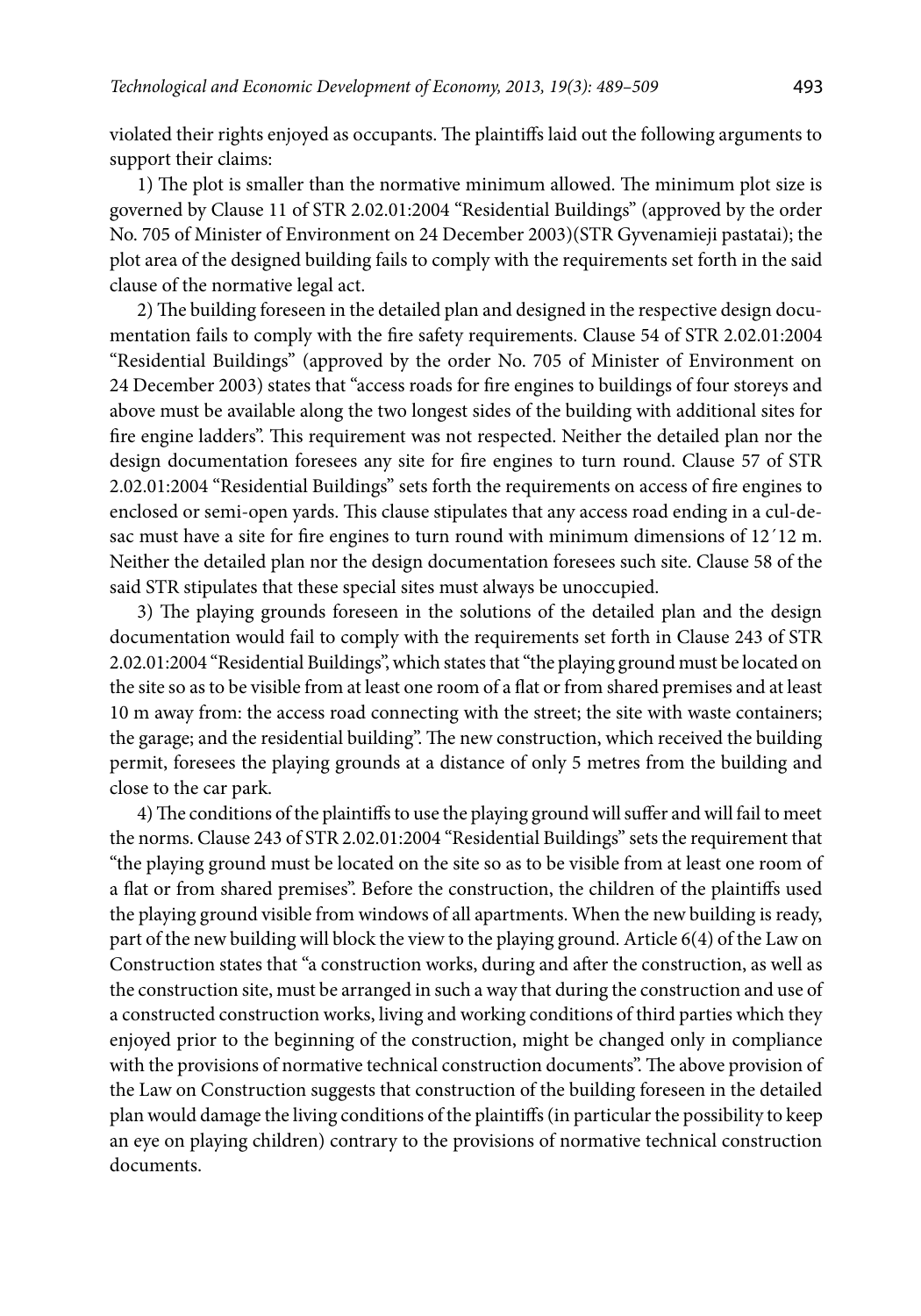violated their rights enjoyed as occupants. The plaintiffs laid out the following arguments to support their claims:

1) The plot is smaller than the normative minimum allowed. The minimum plot size is governed by Clause 11 of STR 2.02.01:2004 "Residential Buildings" (approved by the order No. 705 of Minister of Environment on 24 December 2003)(STR Gyvenamieji pastatai); the plot area of the designed building fails to comply with the requirements set forth in the said clause of the normative legal act.

2) The building foreseen in the detailed plan and designed in the respective design documentation fails to comply with the fire safety requirements. Clause 54 of STR 2.02.01:2004 "Residential Buildings" (approved by the order No. 705 of Minister of Environment on 24 December 2003) states that "access roads for fire engines to buildings of four storeys and above must be available along the two longest sides of the building with additional sites for fire engine ladders". This requirement was not respected. Neither the detailed plan nor the design documentation foresees any site for fire engines to turn round. Clause 57 of STR 2.02.01:2004 "Residential Buildings" sets forth the requirements on access of fire engines to enclosed or semi-open yards. This clause stipulates that any access road ending in a cul-de-sac must have a site for fire engines to turn round with minimum dimensions of 12´12 m. Neither the detailed plan nor the design documentation foresees such site. Clause 58 of the said STR stipulates that these special sites must always be unoccupied.

3) The playing grounds foreseen in the solutions of the detailed plan and the design documentation would fail to comply with the requirements set forth in Clause 243 of STR 2.02.01:2004 "Residential Buildings", which states that "the playing ground must be located on the site so as to be visible from at least one room of a flat or from shared premises and at least 10 m away from: the access road connecting with the street; the site with waste containers; the garage; and the residential building". The new construction, which received the building permit, foresees the playing grounds at a distance of only 5 metres from the building and close to the car park.

4) The conditions of the plaintiffs to use the playing ground will suffer and will fail to meet the norms. Clause 243 of STR 2.02.01:2004 "Residential Buildings" sets the requirement that "the playing ground must be located on the site so as to be visible from at least one room of a flat or from shared premises". Before the construction, the children of the plaintiffs used the playing ground visible from windows of all apartments. When the new building is ready, part of the new building will block the view to the playing ground. Article 6(4) of the Law on Construction states that "a construction works, during and after the construction, as well as the construction site, must be arranged in such a way that during the construction and use of a constructed construction works, living and working conditions of third parties which they enjoyed prior to the beginning of the construction, might be changed only in compliance with the provisions of normative technical construction documents". The above provision of the Law on Construction suggests that construction of the building foreseen in the detailed plan would damage the living conditions of the plaintiffs (in particular the possibility to keep an eye on playing children) contrary to the provisions of normative technical construction documents.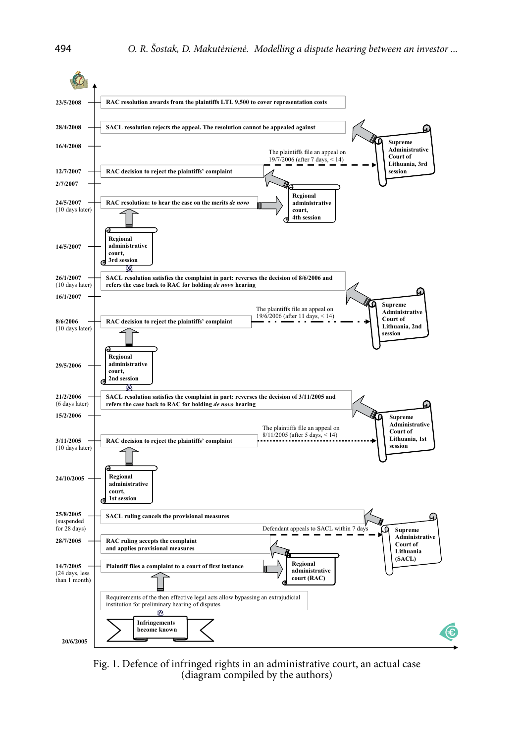| Date | Event |
|---|---|
| 23/5/2008 | RAC resolution awards from the plaintiffs LTL 9,500 to cover representation costs |
| 28/4/2008 | SACL resolution rejects the appeal. The resolution cannot be appealed against (Supreme Administrative Court of Lithuania, 3rd session) |
| 16/4/2008 | |
| 12/7/2007 | RAC decision to reject the plaintiffs' complaint — The plaintiffs file an appeal on 19/7/2007 (after 7 days, < 14) |
| 2/7/2007 | Regional administrative court, 4th session |
| 24/5/2007 (10 days later) | RAC resolution: to hear the case on the merits *de novo* |
| 14/5/2007 | Regional administrative court, 3rd session |
| 26/1/2007 (10 days later) | SACL resolution satisfies the complaint in part: reverses the decision of 8/6/2006 and refers the case back to RAC for holding *de novo* hearing (Supreme Administrative Court of Lithuania, 2nd session) |
| 16/1/2007 | |
| 8/6/2006 (10 days later) | RAC decision to reject the plaintiffs' complaint — The plaintiffs file an appeal on 19/6/2006 (after 11 days, < 14) |
| 29/5/2006 | Regional administrative court, 2nd session |
| 21/2/2006 (6 days later) | SACL resolution satisfies the complaint in part: reverses the decision of 3/11/2005 and refers the case back to RAC for holding *de novo* hearing (Supreme Administrative Court of Lithuania, 1st session) |
| 15/2/2006 | |
| 3/11/2005 (10 days later) | RAC decision to reject the plaintiffs' complaint — The plaintiffs file an appeal on 8/11/2005 (after 5 days, < 14) |
| 24/10/2005 | Regional administrative court, 1st session |
| 25/8/2005 (suspended for 28 days) | SACL ruling cancels the provisional measures (Supreme Administrative Court of Lithuania (SACL)) |
| 28/7/2005 | RAC ruling accepts the complaint and applies provisional measures — Defendant appeals to SACL within 7 days |
| 14/7/2005 (24 days, less than 1 month) | Plaintiff files a complaint to a court of first instance (Regional administrative court (RAC)) |
| | Requirements of the then effective legal acts allow bypassing an extrajudicial institution for preliminary hearing of disputes |
| 20/6/2005 | Infringements become known |

Fig. 1. Defence of infringed rights in an administrative court, an actual case (diagram compiled by the authors)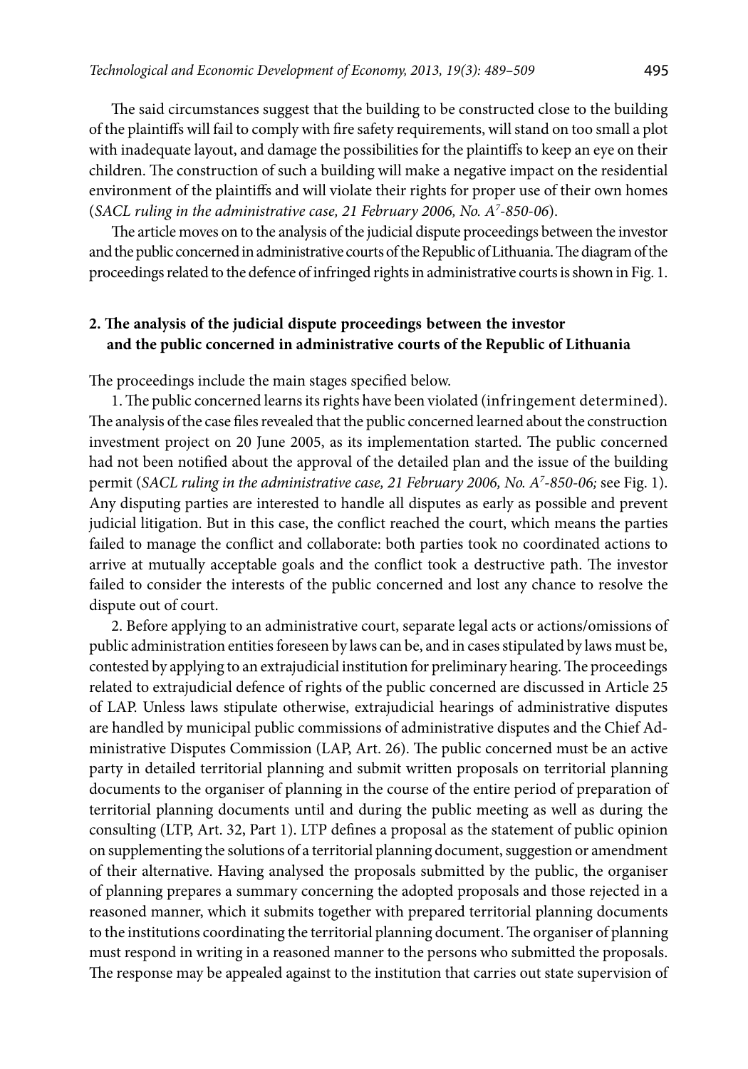The said circumstances suggest that the building to be constructed close to the building of the plaintiffs will fail to comply with fire safety requirements, will stand on too small a plot with inadequate layout, and damage the possibilities for the plaintiffs to keep an eye on their children. The construction of such a building will make a negative impact on the residential environment of the plaintiffs and will violate their rights for proper use of their own homes (*SACL ruling in the administrative case, 21 February 2006, No. A$^{7}$-850-06*).

The article moves on to the analysis of the judicial dispute proceedings between the investor and the public concerned in administrative courts of the Republic of Lithuania. The diagram of the proceedings related to the defence of infringed rights in administrative courts is shown in Fig. 1.

## 2. The analysis of the judicial dispute proceedings between the investor and the public concerned in administrative courts of the Republic of Lithuania

The proceedings include the main stages specified below.

1. The public concerned learns its rights have been violated (infringement determined). The analysis of the case files revealed that the public concerned learned about the construction investment project on 20 June 2005, as its implementation started. The public concerned had not been notified about the approval of the detailed plan and the issue of the building permit (*SACL ruling in the administrative case, 21 February 2006, No. A$^{7}$-850-06;* see Fig. 1). Any disputing parties are interested to handle all disputes as early as possible and prevent judicial litigation. But in this case, the conflict reached the court, which means the parties failed to manage the conflict and collaborate: both parties took no coordinated actions to arrive at mutually acceptable goals and the conflict took a destructive path. The investor failed to consider the interests of the public concerned and lost any chance to resolve the dispute out of court.

2. Before applying to an administrative court, separate legal acts or actions/omissions of public administration entities foreseen by laws can be, and in cases stipulated by laws must be, contested by applying to an extrajudicial institution for preliminary hearing. The proceedings related to extrajudicial defence of rights of the public concerned are discussed in Article 25 of LAP. Unless laws stipulate otherwise, extrajudicial hearings of administrative disputes are handled by municipal public commissions of administrative disputes and the Chief Administrative Disputes Commission (LAP, Art. 26). The public concerned must be an active party in detailed territorial planning and submit written proposals on territorial planning documents to the organiser of planning in the course of the entire period of preparation of territorial planning documents until and during the public meeting as well as during the consulting (LTP, Art. 32, Part 1). LTP defines a proposal as the statement of public opinion on supplementing the solutions of a territorial planning document, suggestion or amendment of their alternative. Having analysed the proposals submitted by the public, the organiser of planning prepares a summary concerning the adopted proposals and those rejected in a reasoned manner, which it submits together with prepared territorial planning documents to the institutions coordinating the territorial planning document. The organiser of planning must respond in writing in a reasoned manner to the persons who submitted the proposals. The response may be appealed against to the institution that carries out state supervision of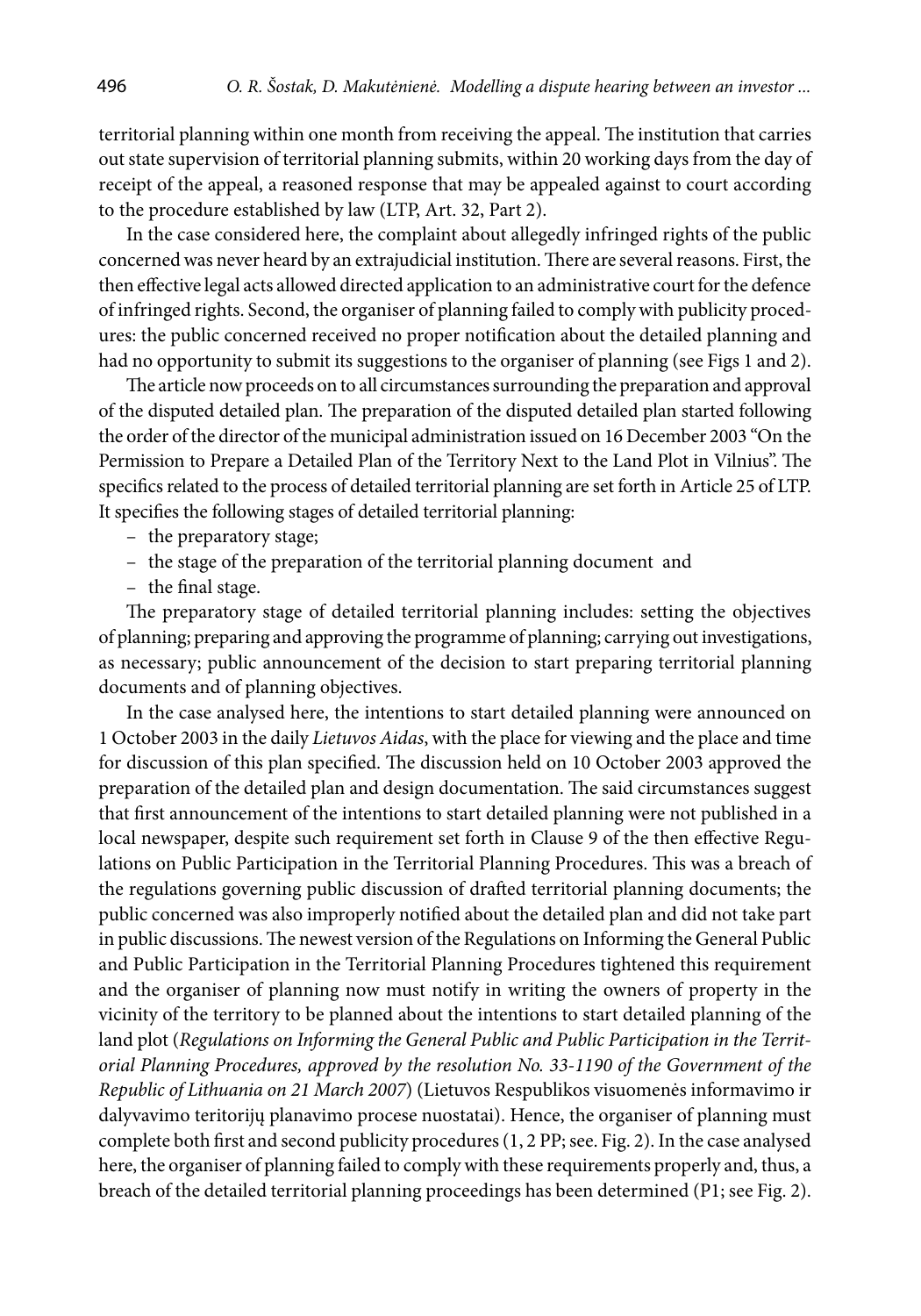territorial planning within one month from receiving the appeal. The institution that carries out state supervision of territorial planning submits, within 20 working days from the day of receipt of the appeal, a reasoned response that may be appealed against to court according to the procedure established by law (LTP, Art. 32, Part 2).

In the case considered here, the complaint about allegedly infringed rights of the public concerned was never heard by an extrajudicial institution. There are several reasons. First, the then effective legal acts allowed directed application to an administrative court for the defence of infringed rights. Second, the organiser of planning failed to comply with publicity procedures: the public concerned received no proper notification about the detailed planning and had no opportunity to submit its suggestions to the organiser of planning (see Figs 1 and 2).

The article now proceeds on to all circumstances surrounding the preparation and approval of the disputed detailed plan. The preparation of the disputed detailed plan started following the order of the director of the municipal administration issued on 16 December 2003 "On the Permission to Prepare a Detailed Plan of the Territory Next to the Land Plot in Vilnius". The specifics related to the process of detailed territorial planning are set forth in Article 25 of LTP. It specifies the following stages of detailed territorial planning:

- the preparatory stage;
- the stage of the preparation of the territorial planning document and
- the final stage.

The preparatory stage of detailed territorial planning includes: setting the objectives of planning; preparing and approving the programme of planning; carrying out investigations, as necessary; public announcement of the decision to start preparing territorial planning documents and of planning objectives.

In the case analysed here, the intentions to start detailed planning were announced on 1 October 2003 in the daily *Lietuvos Aidas*, with the place for viewing and the place and time for discussion of this plan specified. The discussion held on 10 October 2003 approved the preparation of the detailed plan and design documentation. The said circumstances suggest that first announcement of the intentions to start detailed planning were not published in a local newspaper, despite such requirement set forth in Clause 9 of the then effective Regulations on Public Participation in the Territorial Planning Procedures. This was a breach of the regulations governing public discussion of drafted territorial planning documents; the public concerned was also improperly notified about the detailed plan and did not take part in public discussions. The newest version of the Regulations on Informing the General Public and Public Participation in the Territorial Planning Procedures tightened this requirement and the organiser of planning now must notify in writing the owners of property in the vicinity of the territory to be planned about the intentions to start detailed planning of the land plot (*Regulations on Informing the General Public and Public Participation in the Territorial Planning Procedures, approved by the resolution No. 33-1190 of the Government of the Republic of Lithuania on 21 March 2007*) (Lietuvos Respublikos visuomenės informavimo ir dalyvavimo teritorijų planavimo procese nuostatai). Hence, the organiser of planning must complete both first and second publicity procedures (1, 2 PP; see. Fig. 2). In the case analysed here, the organiser of planning failed to comply with these requirements properly and, thus, a breach of the detailed territorial planning proceedings has been determined (P1; see Fig. 2).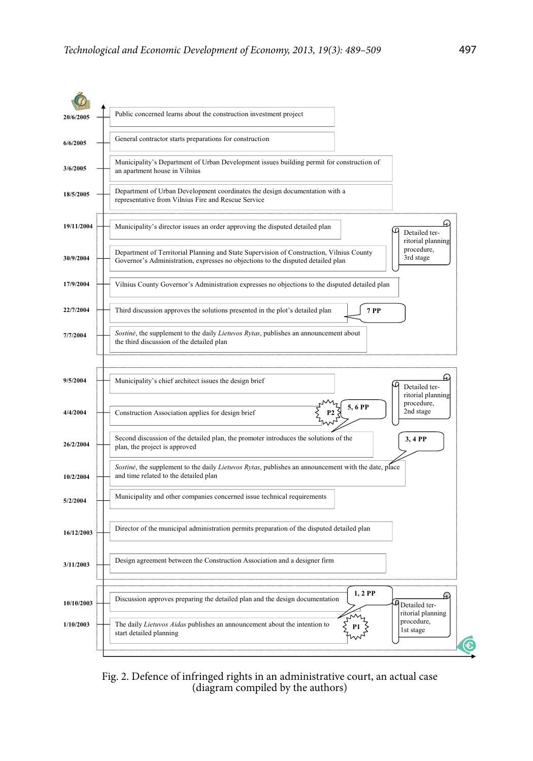| Date | Event | Notes |
|---|---|---|
| 20/6/2005 | Public concerned learns about the construction investment project | |
| 6/6/2005 | General contractor starts preparations for construction | |
| 3/6/2005 | Municipality's Department of Urban Development issues building permit for construction of an apartment house in Vilnius | |
| 18/5/2005 | Department of Urban Development coordinates the design documentation with a representative from Vilnius Fire and Rescue Service | |
| 19/11/2004 | Municipality's director issues an order approving the disputed detailed plan | Detailed territorial planning procedure, 3rd stage |
| 30/9/2004 | Department of Territorial Planning and State Supervision of Construction, Vilnius County Governor's Administration, expresses no objections to the disputed detailed plan | |
| 17/9/2004 | Vilnius County Governor's Administration expresses no objections to the disputed detailed plan | |
| 22/7/2004 | Third discussion approves the solutions presented in the plot's detailed plan | 7 PP |
| 7/7/2004 | *Sostinė*, the supplement to the daily *Lietuvos Rytas*, publishes an announcement about the third discussion of the detailed plan | |
| 9/5/2004 | Municipality's chief architect issues the design brief | Detailed territorial planning procedure, 2nd stage |
| 4/4/2004 | Construction Association applies for design brief | P2; 5, 6 PP |
| 26/2/2004 | Second discussion of the detailed plan, the promoter introduces the solutions of the plan, the project is approved | 3, 4 PP |
| 10/2/2004 | *Sostinė*, the supplement to the daily *Lietuvos Rytas*, publishes an announcement with the date, place and time related to the detailed plan | |
| 5/2/2004 | Municipality and other companies concerned issue technical requirements | |
| 16/12/2003 | Director of the municipal administration permits preparation of the disputed detailed plan | |
| 3/11/2003 | Design agreement between the Construction Association and a designer firm | |
| 10/10/2003 | Discussion approves preparing the detailed plan and the design documentation | 1, 2 PP; Detailed territorial planning procedure, 1st stage |
| 1/10/2003 | The daily *Lietuvos Aidas* publishes an announcement about the intention to start detailed planning | P1 |

Fig. 2. Defence of infringed rights in an administrative court, an actual case (diagram compiled by the authors)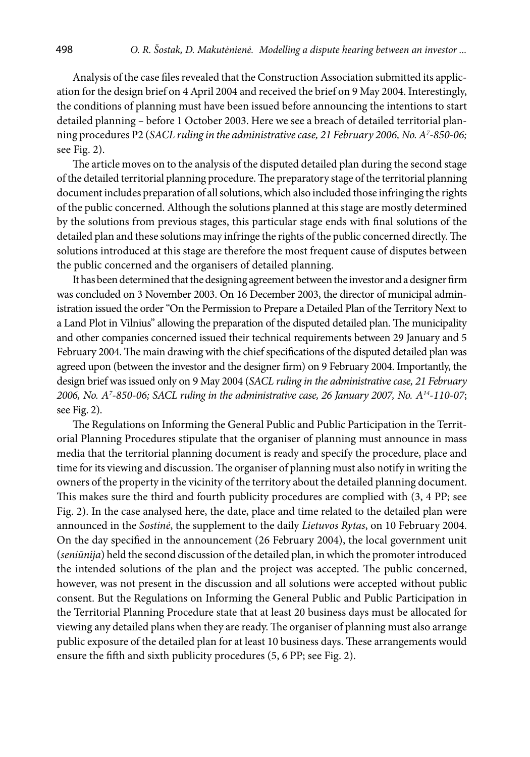Analysis of the case files revealed that the Construction Association submitted its application for the design brief on 4 April 2004 and received the brief on 9 May 2004. Interestingly, the conditions of planning must have been issued before announcing the intentions to start detailed planning – before 1 October 2003. Here we see a breach of detailed territorial planning procedures P2 (*SACL ruling in the administrative case, 21 February 2006, No. A*[7]*-850-06;* see Fig. 2).

The article moves on to the analysis of the disputed detailed plan during the second stage of the detailed territorial planning procedure. The preparatory stage of the territorial planning document includes preparation of all solutions, which also included those infringing the rights of the public concerned. Although the solutions planned at this stage are mostly determined by the solutions from previous stages, this particular stage ends with final solutions of the detailed plan and these solutions may infringe the rights of the public concerned directly. The solutions introduced at this stage are therefore the most frequent cause of disputes between the public concerned and the organisers of detailed planning.

It has been determined that the designing agreement between the investor and a designer firm was concluded on 3 November 2003. On 16 December 2003, the director of municipal administration issued the order "On the Permission to Prepare a Detailed Plan of the Territory Next to a Land Plot in Vilnius" allowing the preparation of the disputed detailed plan. The municipality and other companies concerned issued their technical requirements between 29 January and 5 February 2004. The main drawing with the chief specifications of the disputed detailed plan was agreed upon (between the investor and the designer firm) on 9 February 2004. Importantly, the design brief was issued only on 9 May 2004 (*SACL ruling in the administrative case, 21 February 2006, No. A*[7]*-850-06; SACL ruling in the administrative case, 26 January 2007, No. A*[14]*-110-07*; see Fig. 2).

The Regulations on Informing the General Public and Public Participation in the Territorial Planning Procedures stipulate that the organiser of planning must announce in mass media that the territorial planning document is ready and specify the procedure, place and time for its viewing and discussion. The organiser of planning must also notify in writing the owners of the property in the vicinity of the territory about the detailed planning document. This makes sure the third and fourth publicity procedures are complied with (3, 4 PP; see Fig. 2). In the case analysed here, the date, place and time related to the detailed plan were announced in the *Sostinė*, the supplement to the daily *Lietuvos Rytas*, on 10 February 2004. On the day specified in the announcement (26 February 2004), the local government unit (*seniūnija*) held the second discussion of the detailed plan, in which the promoter introduced the intended solutions of the plan and the project was accepted. The public concerned, however, was not present in the discussion and all solutions were accepted without public consent. But the Regulations on Informing the General Public and Public Participation in the Territorial Planning Procedure state that at least 20 business days must be allocated for viewing any detailed plans when they are ready. The organiser of planning must also arrange public exposure of the detailed plan for at least 10 business days. These arrangements would ensure the fifth and sixth publicity procedures (5, 6 PP; see Fig. 2).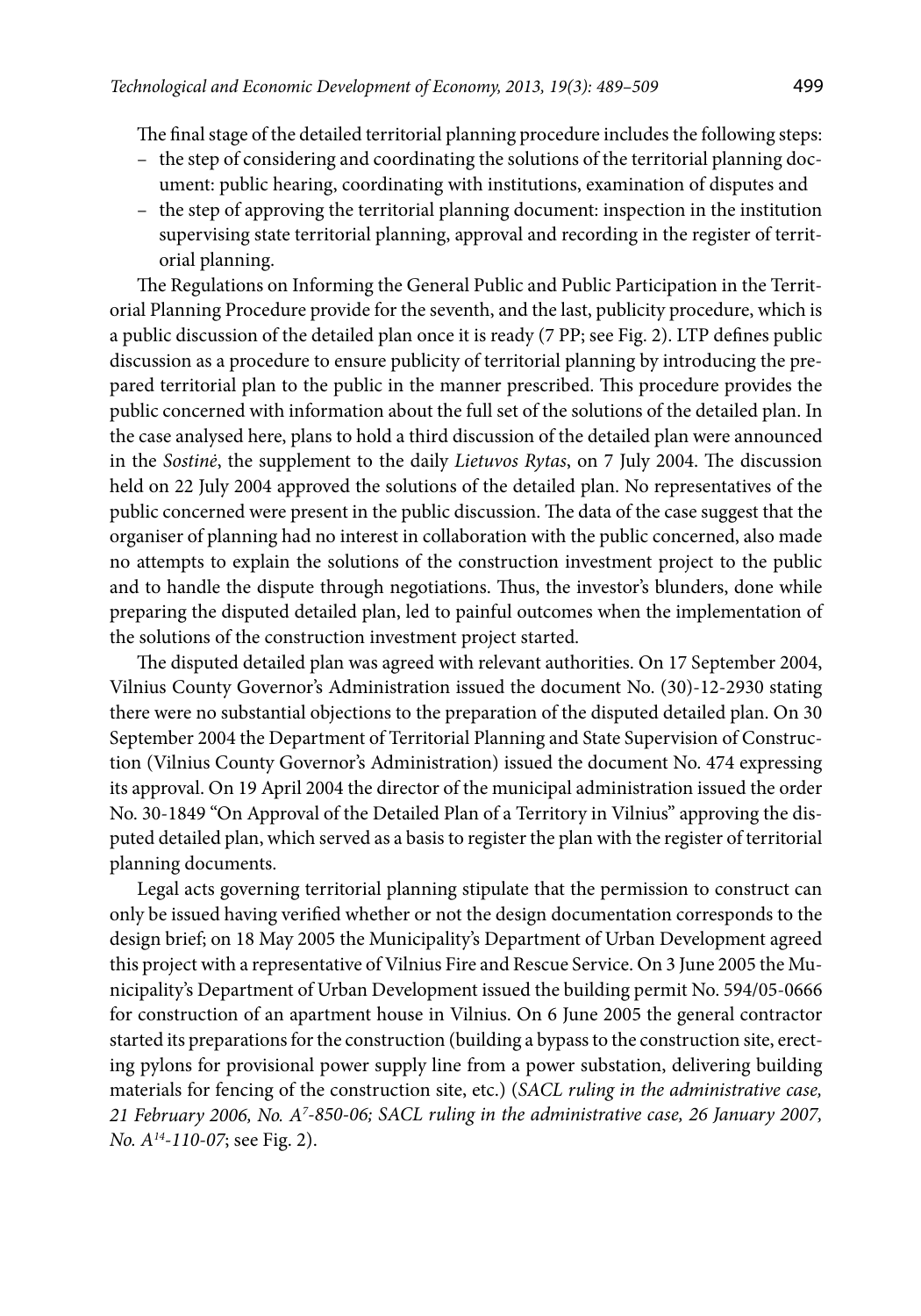The final stage of the detailed territorial planning procedure includes the following steps:

- the step of considering and coordinating the solutions of the territorial planning document: public hearing, coordinating with institutions, examination of disputes and
- the step of approving the territorial planning document: inspection in the institution supervising state territorial planning, approval and recording in the register of territorial planning.

The Regulations on Informing the General Public and Public Participation in the Territorial Planning Procedure provide for the seventh, and the last, publicity procedure, which is a public discussion of the detailed plan once it is ready (7 PP; see Fig. 2). LTP defines public discussion as a procedure to ensure publicity of territorial planning by introducing the prepared territorial plan to the public in the manner prescribed. This procedure provides the public concerned with information about the full set of the solutions of the detailed plan. In the case analysed here, plans to hold a third discussion of the detailed plan were announced in the *Sostinė*, the supplement to the daily *Lietuvos Rytas*, on 7 July 2004. The discussion held on 22 July 2004 approved the solutions of the detailed plan. No representatives of the public concerned were present in the public discussion. The data of the case suggest that the organiser of planning had no interest in collaboration with the public concerned, also made no attempts to explain the solutions of the construction investment project to the public and to handle the dispute through negotiations. Thus, the investor's blunders, done while preparing the disputed detailed plan, led to painful outcomes when the implementation of the solutions of the construction investment project started.

The disputed detailed plan was agreed with relevant authorities. On 17 September 2004, Vilnius County Governor's Administration issued the document No. (30)-12-2930 stating there were no substantial objections to the preparation of the disputed detailed plan. On 30 September 2004 the Department of Territorial Planning and State Supervision of Construction (Vilnius County Governor's Administration) issued the document No. 474 expressing its approval. On 19 April 2004 the director of the municipal administration issued the order No. 30-1849 "On Approval of the Detailed Plan of a Territory in Vilnius" approving the disputed detailed plan, which served as a basis to register the plan with the register of territorial planning documents.

Legal acts governing territorial planning stipulate that the permission to construct can only be issued having verified whether or not the design documentation corresponds to the design brief; on 18 May 2005 the Municipality's Department of Urban Development agreed this project with a representative of Vilnius Fire and Rescue Service. On 3 June 2005 the Municipality's Department of Urban Development issued the building permit No. 594/05-0666 for construction of an apartment house in Vilnius. On 6 June 2005 the general contractor started its preparations for the construction (building a bypass to the construction site, erecting pylons for provisional power supply line from a power substation, delivering building materials for fencing of the construction site, etc.) (*SACL ruling in the administrative case, 21 February 2006, No. A$^{7}$-850-06; SACL ruling in the administrative case, 26 January 2007, No. A$^{14}$-110-07*; see Fig. 2).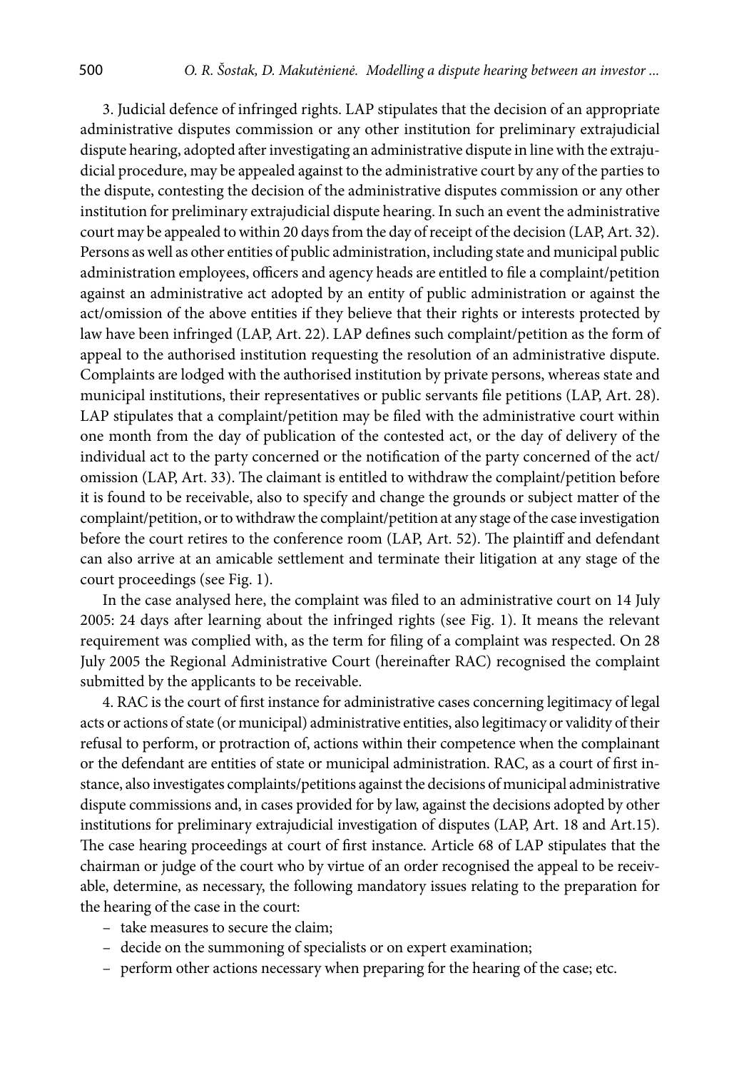3. Judicial defence of infringed rights. LAP stipulates that the decision of an appropriate administrative disputes commission or any other institution for preliminary extrajudicial dispute hearing, adopted after investigating an administrative dispute in line with the extrajudicial procedure, may be appealed against to the administrative court by any of the parties to the dispute, contesting the decision of the administrative disputes commission or any other institution for preliminary extrajudicial dispute hearing. In such an event the administrative court may be appealed to within 20 days from the day of receipt of the decision (LAP, Art. 32). Persons as well as other entities of public administration, including state and municipal public administration employees, officers and agency heads are entitled to file a complaint/petition against an administrative act adopted by an entity of public administration or against the act/omission of the above entities if they believe that their rights or interests protected by law have been infringed (LAP, Art. 22). LAP defines such complaint/petition as the form of appeal to the authorised institution requesting the resolution of an administrative dispute. Complaints are lodged with the authorised institution by private persons, whereas state and municipal institutions, their representatives or public servants file petitions (LAP, Art. 28). LAP stipulates that a complaint/petition may be filed with the administrative court within one month from the day of publication of the contested act, or the day of delivery of the individual act to the party concerned or the notification of the party concerned of the act/omission (LAP, Art. 33). The claimant is entitled to withdraw the complaint/petition before it is found to be receivable, also to specify and change the grounds or subject matter of the complaint/petition, or to withdraw the complaint/petition at any stage of the case investigation before the court retires to the conference room (LAP, Art. 52). The plaintiff and defendant can also arrive at an amicable settlement and terminate their litigation at any stage of the court proceedings (see Fig. 1).

In the case analysed here, the complaint was filed to an administrative court on 14 July 2005: 24 days after learning about the infringed rights (see Fig. 1). It means the relevant requirement was complied with, as the term for filing of a complaint was respected. On 28 July 2005 the Regional Administrative Court (hereinafter RAC) recognised the complaint submitted by the applicants to be receivable.

4. RAC is the court of first instance for administrative cases concerning legitimacy of legal acts or actions of state (or municipal) administrative entities, also legitimacy or validity of their refusal to perform, or protraction of, actions within their competence when the complainant or the defendant are entities of state or municipal administration. RAC, as a court of first instance, also investigates complaints/petitions against the decisions of municipal administrative dispute commissions and, in cases provided for by law, against the decisions adopted by other institutions for preliminary extrajudicial investigation of disputes (LAP, Art. 18 and Art.15). The case hearing proceedings at court of first instance. Article 68 of LAP stipulates that the chairman or judge of the court who by virtue of an order recognised the appeal to be receivable, determine, as necessary, the following mandatory issues relating to the preparation for the hearing of the case in the court:

- take measures to secure the claim;
- decide on the summoning of specialists or on expert examination;
- perform other actions necessary when preparing for the hearing of the case; etc.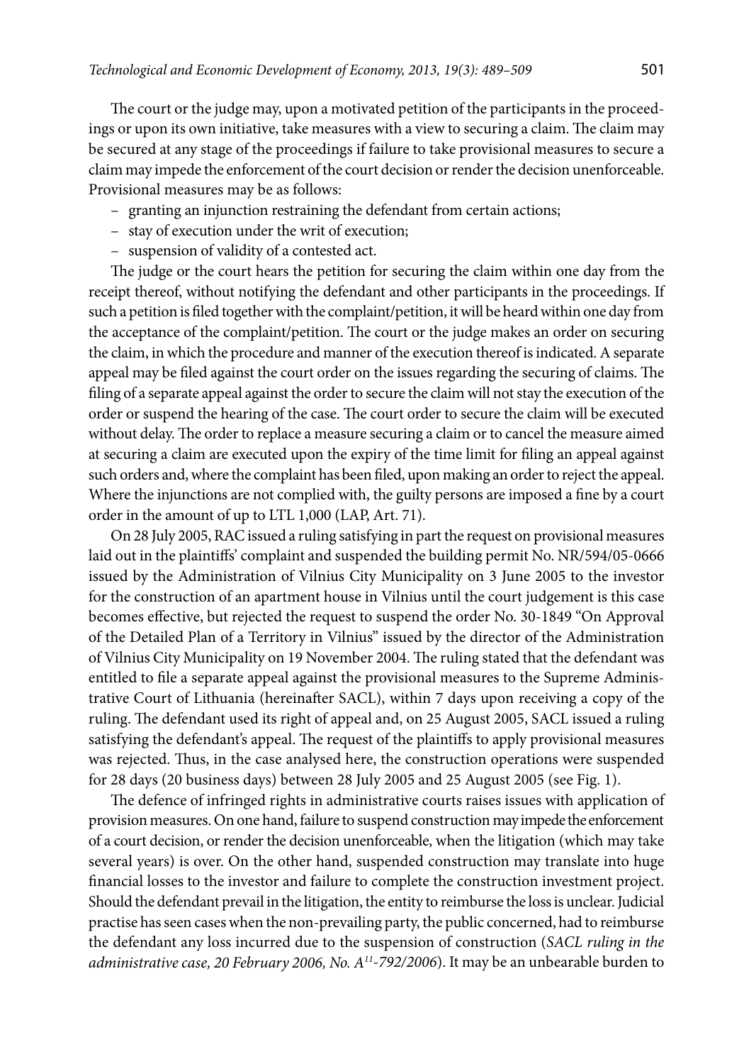The court or the judge may, upon a motivated petition of the participants in the proceedings or upon its own initiative, take measures with a view to securing a claim. The claim may be secured at any stage of the proceedings if failure to take provisional measures to secure a claim may impede the enforcement of the court decision or render the decision unenforceable. Provisional measures may be as follows:

- granting an injunction restraining the defendant from certain actions;
- stay of execution under the writ of execution;
- suspension of validity of a contested act.

The judge or the court hears the petition for securing the claim within one day from the receipt thereof, without notifying the defendant and other participants in the proceedings. If such a petition is filed together with the complaint/petition, it will be heard within one day from the acceptance of the complaint/petition. The court or the judge makes an order on securing the claim, in which the procedure and manner of the execution thereof is indicated. A separate appeal may be filed against the court order on the issues regarding the securing of claims. The filing of a separate appeal against the order to secure the claim will not stay the execution of the order or suspend the hearing of the case. The court order to secure the claim will be executed without delay. The order to replace a measure securing a claim or to cancel the measure aimed at securing a claim are executed upon the expiry of the time limit for filing an appeal against such orders and, where the complaint has been filed, upon making an order to reject the appeal. Where the injunctions are not complied with, the guilty persons are imposed a fine by a court order in the amount of up to LTL 1,000 (LAP, Art. 71).

On 28 July 2005, RAC issued a ruling satisfying in part the request on provisional measures laid out in the plaintiffs' complaint and suspended the building permit No. NR/594/05-0666 issued by the Administration of Vilnius City Municipality on 3 June 2005 to the investor for the construction of an apartment house in Vilnius until the court judgement is this case becomes effective, but rejected the request to suspend the order No. 30-1849 "On Approval of the Detailed Plan of a Territory in Vilnius" issued by the director of the Administration of Vilnius City Municipality on 19 November 2004. The ruling stated that the defendant was entitled to file a separate appeal against the provisional measures to the Supreme Administrative Court of Lithuania (hereinafter SACL), within 7 days upon receiving a copy of the ruling. The defendant used its right of appeal and, on 25 August 2005, SACL issued a ruling satisfying the defendant's appeal. The request of the plaintiffs to apply provisional measures was rejected. Thus, in the case analysed here, the construction operations were suspended for 28 days (20 business days) between 28 July 2005 and 25 August 2005 (see Fig. 1).

The defence of infringed rights in administrative courts raises issues with application of provision measures. On one hand, failure to suspend construction may impede the enforcement of a court decision, or render the decision unenforceable, when the litigation (which may take several years) is over. On the other hand, suspended construction may translate into huge financial losses to the investor and failure to complete the construction investment project. Should the defendant prevail in the litigation, the entity to reimburse the loss is unclear. Judicial practise has seen cases when the non-prevailing party, the public concerned, had to reimburse the defendant any loss incurred due to the suspension of construction (*SACL ruling in the administrative case, 20 February 2006, No. A[11]-792/2006*). It may be an unbearable burden to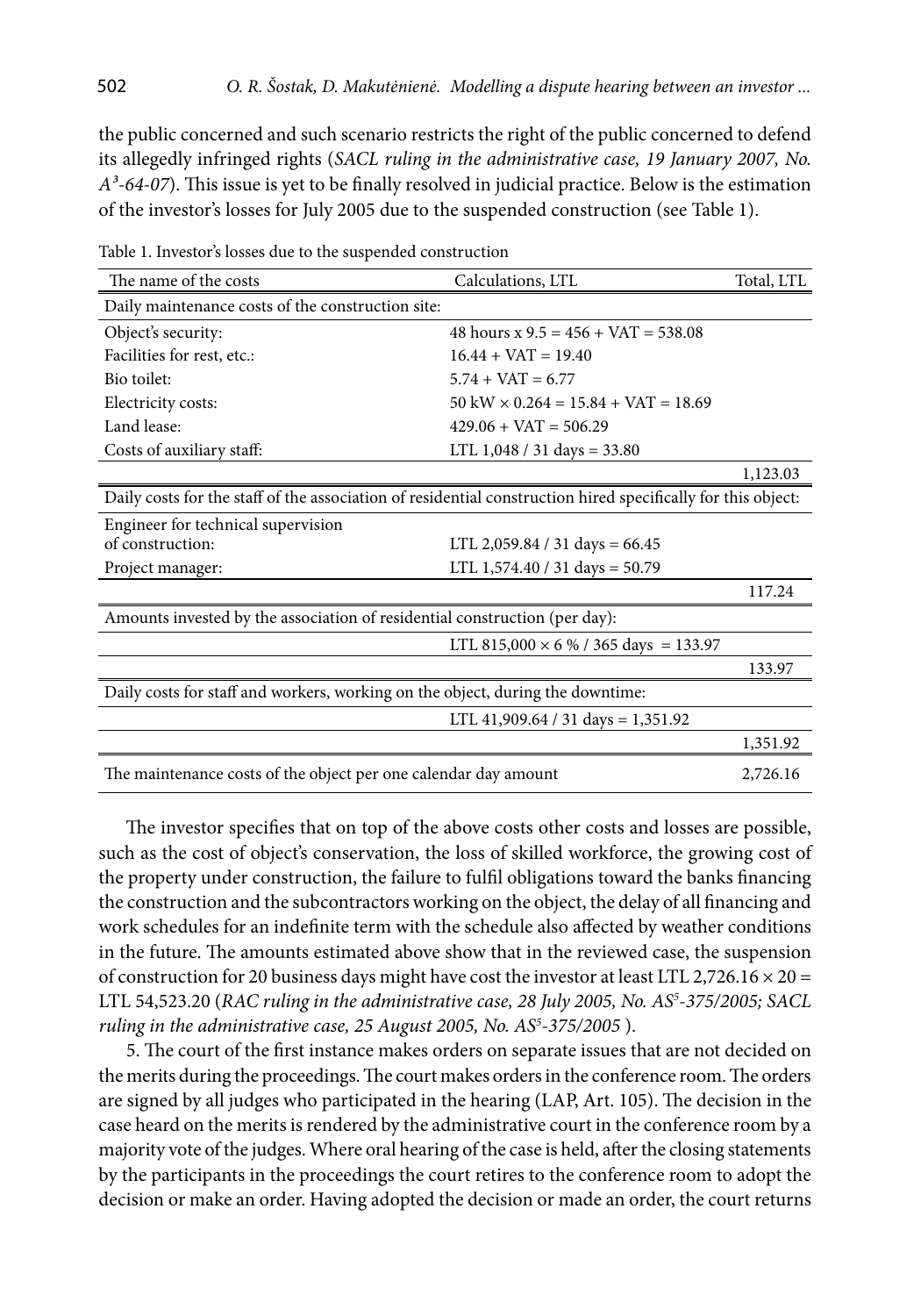the public concerned and such scenario restricts the right of the public concerned to defend its allegedly infringed rights (*SACL ruling in the administrative case, 19 January 2007, No. A³-64-07*). This issue is yet to be finally resolved in judicial practice. Below is the estimation of the investor's losses for July 2005 due to the suspended construction (see Table 1).

Table 1. Investor's losses due to the suspended construction

| The name of the costs | Calculations, LTL | Total, LTL |
|---|---|---|
| Daily maintenance costs of the construction site: | | |
| Object's security: | 48 hours x 9.5 = 456 + VAT = 538.08 | |
| Facilities for rest, etc.: | 16.44 + VAT = 19.40 | |
| Bio toilet: | 5.74 + VAT = 6.77 | |
| Electricity costs: | 50 kW × 0.264 = 15.84 + VAT = 18.69 | |
| Land lease: | 429.06 + VAT = 506.29 | |
| Costs of auxiliary staff: | LTL 1,048 / 31 days = 33.80 | |
| | | 1,123.03 |
| Daily costs for the staff of the association of residential construction hired specifically for this object: | | |
| Engineer for technical supervision of construction: | LTL 2,059.84 / 31 days = 66.45 | |
| Project manager: | LTL 1,574.40 / 31 days = 50.79 | |
| | | 117.24 |
| Amounts invested by the association of residential construction (per day): | | |
| | LTL 815,000 × 6 % / 365 days = 133.97 | |
| | | 133.97 |
| Daily costs for staff and workers, working on the object, during the downtime: | | |
| | LTL 41,909.64 / 31 days = 1,351.92 | |
| | | 1,351.92 |
| The maintenance costs of the object per one calendar day amount | | 2,726.16 |

The investor specifies that on top of the above costs other costs and losses are possible, such as the cost of object's conservation, the loss of skilled workforce, the growing cost of the property under construction, the failure to fulfil obligations toward the banks financing the construction and the subcontractors working on the object, the delay of all financing and work schedules for an indefinite term with the schedule also affected by weather conditions in the future. The amounts estimated above show that in the reviewed case, the suspension of construction for 20 business days might have cost the investor at least LTL 2,726.16 × 20 = LTL 54,523.20 (*RAC ruling in the administrative case, 28 July 2005, No. AS⁵-375/2005; SACL ruling in the administrative case, 25 August 2005, No. AS⁵-375/2005* ).

5. The court of the first instance makes orders on separate issues that are not decided on the merits during the proceedings. The court makes orders in the conference room. The orders are signed by all judges who participated in the hearing (LAP, Art. 105). The decision in the case heard on the merits is rendered by the administrative court in the conference room by a majority vote of the judges. Where oral hearing of the case is held, after the closing statements by the participants in the proceedings the court retires to the conference room to adopt the decision or make an order. Having adopted the decision or made an order, the court returns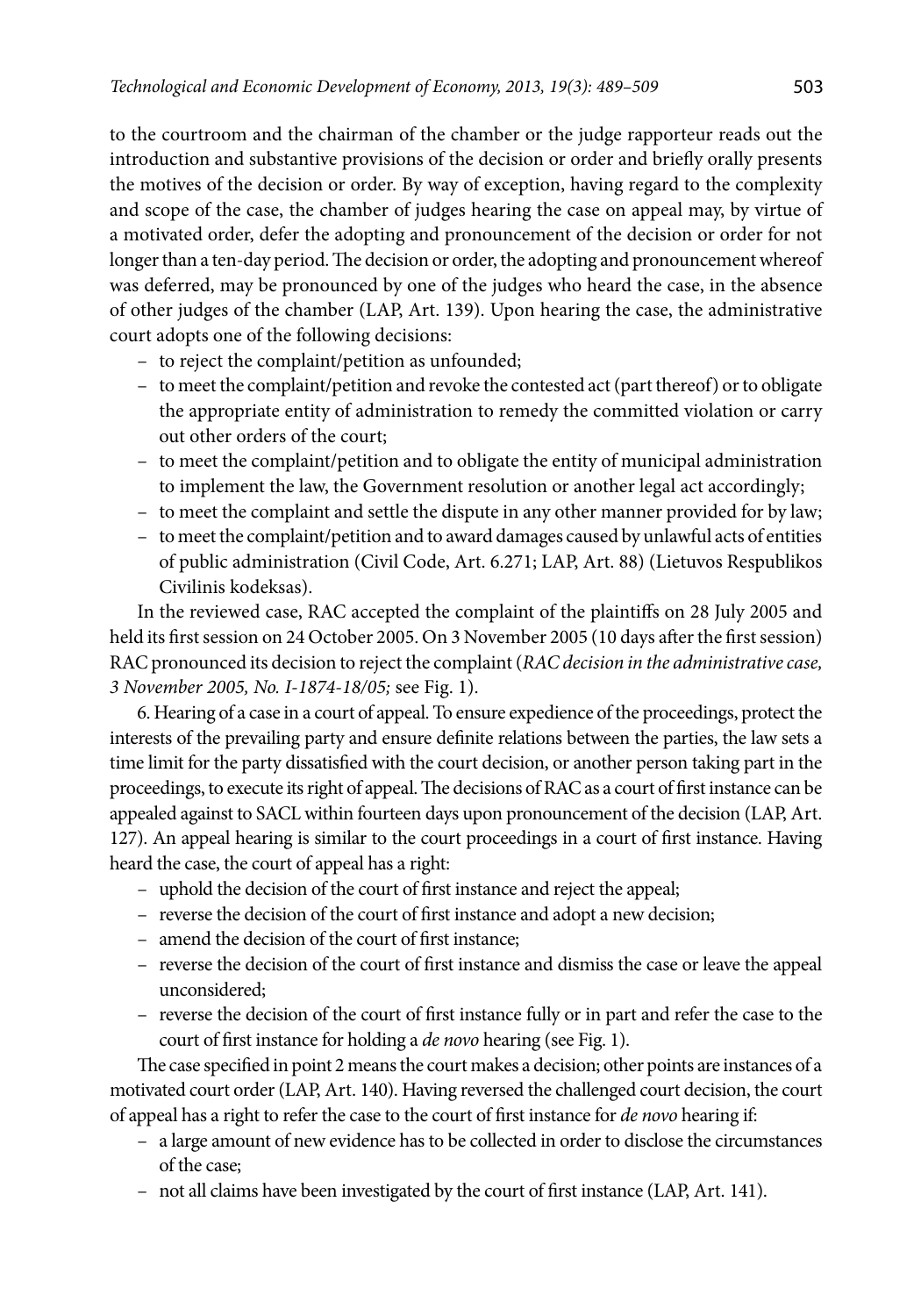to the courtroom and the chairman of the chamber or the judge rapporteur reads out the introduction and substantive provisions of the decision or order and briefly orally presents the motives of the decision or order. By way of exception, having regard to the complexity and scope of the case, the chamber of judges hearing the case on appeal may, by virtue of a motivated order, defer the adopting and pronouncement of the decision or order for not longer than a ten-day period. The decision or order, the adopting and pronouncement whereof was deferred, may be pronounced by one of the judges who heard the case, in the absence of other judges of the chamber (LAP, Art. 139). Upon hearing the case, the administrative court adopts one of the following decisions:

- to reject the complaint/petition as unfounded;
- to meet the complaint/petition and revoke the contested act (part thereof) or to obligate the appropriate entity of administration to remedy the committed violation or carry out other orders of the court;
- to meet the complaint/petition and to obligate the entity of municipal administration to implement the law, the Government resolution or another legal act accordingly;
- to meet the complaint and settle the dispute in any other manner provided for by law;
- to meet the complaint/petition and to award damages caused by unlawful acts of entities of public administration (Civil Code, Art. 6.271; LAP, Art. 88) (Lietuvos Respublikos Civilinis kodeksas).

In the reviewed case, RAC accepted the complaint of the plaintiffs on 28 July 2005 and held its first session on 24 October 2005. On 3 November 2005 (10 days after the first session) RAC pronounced its decision to reject the complaint (*RAC decision in the administrative case, 3 November 2005, No. I-1874-18/05;* see Fig. 1).

6. Hearing of a case in a court of appeal. To ensure expedience of the proceedings, protect the interests of the prevailing party and ensure definite relations between the parties, the law sets a time limit for the party dissatisfied with the court decision, or another person taking part in the proceedings, to execute its right of appeal. The decisions of RAC as a court of first instance can be appealed against to SACL within fourteen days upon pronouncement of the decision (LAP, Art. 127). An appeal hearing is similar to the court proceedings in a court of first instance. Having heard the case, the court of appeal has a right:

- uphold the decision of the court of first instance and reject the appeal;
- reverse the decision of the court of first instance and adopt a new decision;
- amend the decision of the court of first instance;
- reverse the decision of the court of first instance and dismiss the case or leave the appeal unconsidered;
- reverse the decision of the court of first instance fully or in part and refer the case to the court of first instance for holding a *de novo* hearing (see Fig. 1).

The case specified in point 2 means the court makes a decision; other points are instances of a motivated court order (LAP, Art. 140). Having reversed the challenged court decision, the court of appeal has a right to refer the case to the court of first instance for *de novo* hearing if:

- a large amount of new evidence has to be collected in order to disclose the circumstances of the case;
- not all claims have been investigated by the court of first instance (LAP, Art. 141).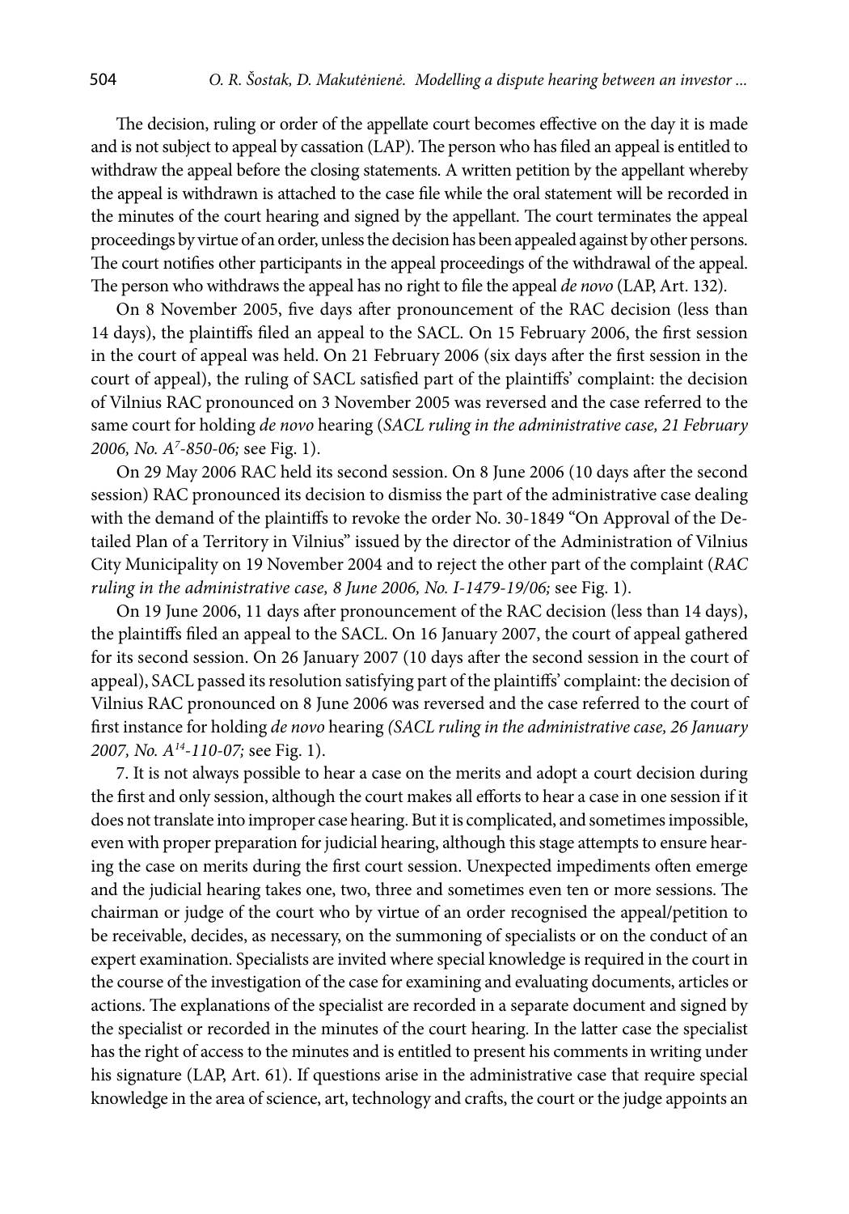The decision, ruling or order of the appellate court becomes effective on the day it is made and is not subject to appeal by cassation (LAP). The person who has filed an appeal is entitled to withdraw the appeal before the closing statements. A written petition by the appellant whereby the appeal is withdrawn is attached to the case file while the oral statement will be recorded in the minutes of the court hearing and signed by the appellant. The court terminates the appeal proceedings by virtue of an order, unless the decision has been appealed against by other persons. The court notifies other participants in the appeal proceedings of the withdrawal of the appeal. The person who withdraws the appeal has no right to file the appeal *de novo* (LAP, Art. 132).

On 8 November 2005, five days after pronouncement of the RAC decision (less than 14 days), the plaintiffs filed an appeal to the SACL. On 15 February 2006, the first session in the court of appeal was held. On 21 February 2006 (six days after the first session in the court of appeal), the ruling of SACL satisfied part of the plaintiffs' complaint: the decision of Vilnius RAC pronounced on 3 November 2005 was reversed and the case referred to the same court for holding *de novo* hearing (*SACL ruling in the administrative case, 21 February 2006, No. A*[7]*-850-06;* see Fig. 1).

On 29 May 2006 RAC held its second session. On 8 June 2006 (10 days after the second session) RAC pronounced its decision to dismiss the part of the administrative case dealing with the demand of the plaintiffs to revoke the order No. 30-1849 "On Approval of the Detailed Plan of a Territory in Vilnius" issued by the director of the Administration of Vilnius City Municipality on 19 November 2004 and to reject the other part of the complaint (*RAC ruling in the administrative case, 8 June 2006, No. I-1479-19/06;* see Fig. 1).

On 19 June 2006, 11 days after pronouncement of the RAC decision (less than 14 days), the plaintiffs filed an appeal to the SACL. On 16 January 2007, the court of appeal gathered for its second session. On 26 January 2007 (10 days after the second session in the court of appeal), SACL passed its resolution satisfying part of the plaintiffs' complaint: the decision of Vilnius RAC pronounced on 8 June 2006 was reversed and the case referred to the court of first instance for holding *de novo* hearing *(SACL ruling in the administrative case, 26 January 2007, No. A*[14]*-110-07;* see Fig. 1).

7. It is not always possible to hear a case on the merits and adopt a court decision during the first and only session, although the court makes all efforts to hear a case in one session if it does not translate into improper case hearing. But it is complicated, and sometimes impossible, even with proper preparation for judicial hearing, although this stage attempts to ensure hearing the case on merits during the first court session. Unexpected impediments often emerge and the judicial hearing takes one, two, three and sometimes even ten or more sessions. The chairman or judge of the court who by virtue of an order recognised the appeal/petition to be receivable, decides, as necessary, on the summoning of specialists or on the conduct of an expert examination. Specialists are invited where special knowledge is required in the court in the course of the investigation of the case for examining and evaluating documents, articles or actions. The explanations of the specialist are recorded in a separate document and signed by the specialist or recorded in the minutes of the court hearing. In the latter case the specialist has the right of access to the minutes and is entitled to present his comments in writing under his signature (LAP, Art. 61). If questions arise in the administrative case that require special knowledge in the area of science, art, technology and crafts, the court or the judge appoints an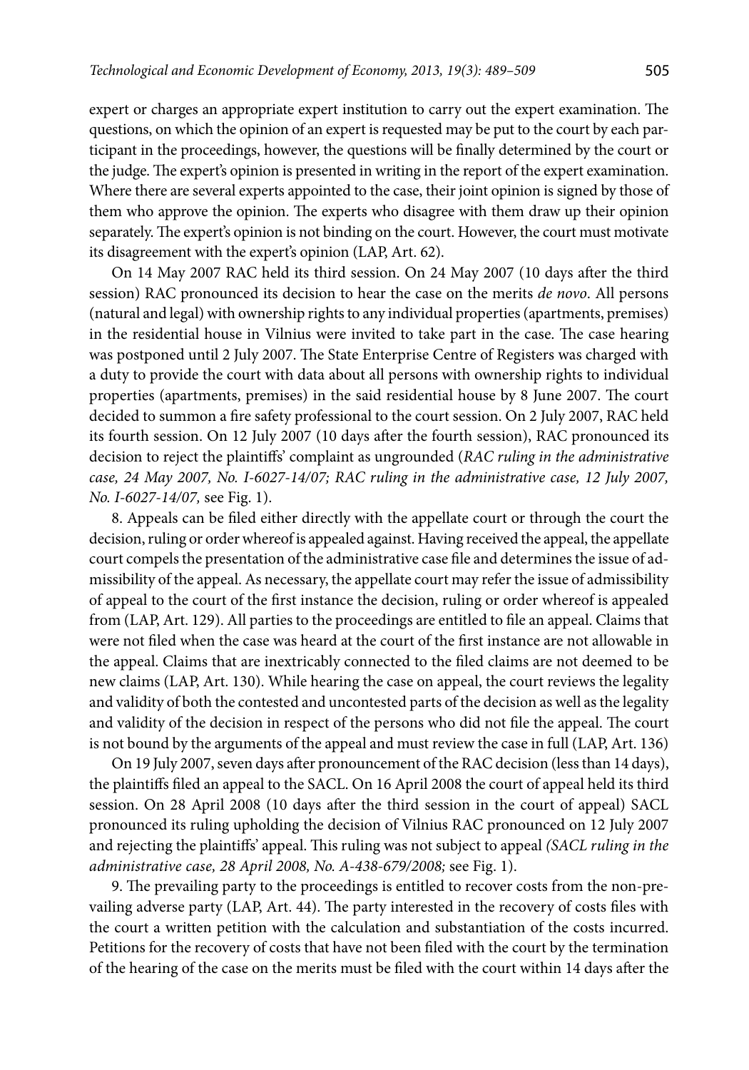expert or charges an appropriate expert institution to carry out the expert examination. The questions, on which the opinion of an expert is requested may be put to the court by each participant in the proceedings, however, the questions will be finally determined by the court or the judge. The expert's opinion is presented in writing in the report of the expert examination. Where there are several experts appointed to the case, their joint opinion is signed by those of them who approve the opinion. The experts who disagree with them draw up their opinion separately. The expert's opinion is not binding on the court. However, the court must motivate its disagreement with the expert's opinion (LAP, Art. 62).

On 14 May 2007 RAC held its third session. On 24 May 2007 (10 days after the third session) RAC pronounced its decision to hear the case on the merits *de novo*. All persons (natural and legal) with ownership rights to any individual properties (apartments, premises) in the residential house in Vilnius were invited to take part in the case. The case hearing was postponed until 2 July 2007. The State Enterprise Centre of Registers was charged with a duty to provide the court with data about all persons with ownership rights to individual properties (apartments, premises) in the said residential house by 8 June 2007. The court decided to summon a fire safety professional to the court session. On 2 July 2007, RAC held its fourth session. On 12 July 2007 (10 days after the fourth session), RAC pronounced its decision to reject the plaintiffs' complaint as ungrounded (*RAC ruling in the administrative case, 24 May 2007, No. I-6027-14/07; RAC ruling in the administrative case, 12 July 2007, No. I-6027-14/07,* see Fig. 1).

8. Appeals can be filed either directly with the appellate court or through the court the decision, ruling or order whereof is appealed against. Having received the appeal, the appellate court compels the presentation of the administrative case file and determines the issue of admissibility of the appeal. As necessary, the appellate court may refer the issue of admissibility of appeal to the court of the first instance the decision, ruling or order whereof is appealed from (LAP, Art. 129). All parties to the proceedings are entitled to file an appeal. Claims that were not filed when the case was heard at the court of the first instance are not allowable in the appeal. Claims that are inextricably connected to the filed claims are not deemed to be new claims (LAP, Art. 130). While hearing the case on appeal, the court reviews the legality and validity of both the contested and uncontested parts of the decision as well as the legality and validity of the decision in respect of the persons who did not file the appeal. The court is not bound by the arguments of the appeal and must review the case in full (LAP, Art. 136)

On 19 July 2007, seven days after pronouncement of the RAC decision (less than 14 days), the plaintiffs filed an appeal to the SACL. On 16 April 2008 the court of appeal held its third session. On 28 April 2008 (10 days after the third session in the court of appeal) SACL pronounced its ruling upholding the decision of Vilnius RAC pronounced on 12 July 2007 and rejecting the plaintiffs' appeal. This ruling was not subject to appeal *(SACL ruling in the administrative case, 28 April 2008, No. A-438-679/2008;* see Fig. 1).

9. The prevailing party to the proceedings is entitled to recover costs from the non-prevailing adverse party (LAP, Art. 44). The party interested in the recovery of costs files with the court a written petition with the calculation and substantiation of the costs incurred. Petitions for the recovery of costs that have not been filed with the court by the termination of the hearing of the case on the merits must be filed with the court within 14 days after the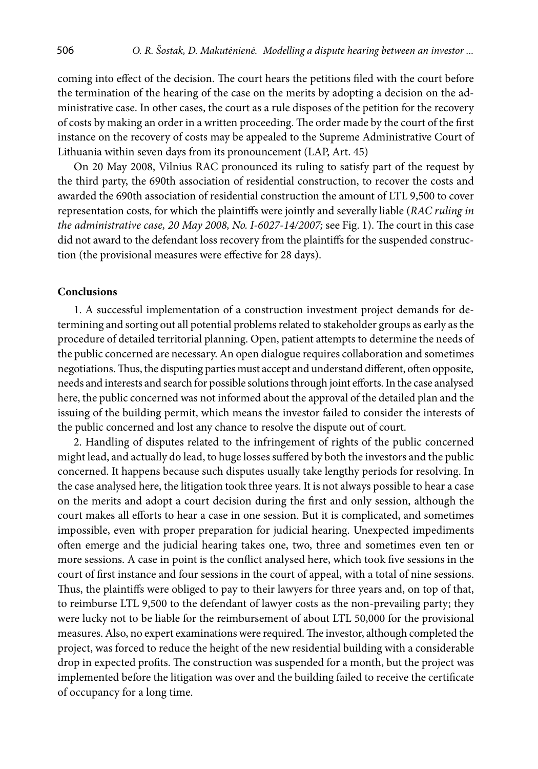coming into effect of the decision. The court hears the petitions filed with the court before the termination of the hearing of the case on the merits by adopting a decision on the administrative case. In other cases, the court as a rule disposes of the petition for the recovery of costs by making an order in a written proceeding. The order made by the court of the first instance on the recovery of costs may be appealed to the Supreme Administrative Court of Lithuania within seven days from its pronouncement (LAP, Art. 45)

On 20 May 2008, Vilnius RAC pronounced its ruling to satisfy part of the request by the third party, the 690th association of residential construction, to recover the costs and awarded the 690th association of residential construction the amount of LTL 9,500 to cover representation costs, for which the plaintiffs were jointly and severally liable (*RAC ruling in the administrative case, 20 May 2008, No. I-6027-14/2007;* see Fig. 1). The court in this case did not award to the defendant loss recovery from the plaintiffs for the suspended construction (the provisional measures were effective for 28 days).

## Conclusions

1. A successful implementation of a construction investment project demands for determining and sorting out all potential problems related to stakeholder groups as early as the procedure of detailed territorial planning. Open, patient attempts to determine the needs of the public concerned are necessary. An open dialogue requires collaboration and sometimes negotiations. Thus, the disputing parties must accept and understand different, often opposite, needs and interests and search for possible solutions through joint efforts. In the case analysed here, the public concerned was not informed about the approval of the detailed plan and the issuing of the building permit, which means the investor failed to consider the interests of the public concerned and lost any chance to resolve the dispute out of court.

2. Handling of disputes related to the infringement of rights of the public concerned might lead, and actually do lead, to huge losses suffered by both the investors and the public concerned. It happens because such disputes usually take lengthy periods for resolving. In the case analysed here, the litigation took three years. It is not always possible to hear a case on the merits and adopt a court decision during the first and only session, although the court makes all efforts to hear a case in one session. But it is complicated, and sometimes impossible, even with proper preparation for judicial hearing. Unexpected impediments often emerge and the judicial hearing takes one, two, three and sometimes even ten or more sessions. A case in point is the conflict analysed here, which took five sessions in the court of first instance and four sessions in the court of appeal, with a total of nine sessions. Thus, the plaintiffs were obliged to pay to their lawyers for three years and, on top of that, to reimburse LTL 9,500 to the defendant of lawyer costs as the non-prevailing party; they were lucky not to be liable for the reimbursement of about LTL 50,000 for the provisional measures. Also, no expert examinations were required. The investor, although completed the project, was forced to reduce the height of the new residential building with a considerable drop in expected profits. The construction was suspended for a month, but the project was implemented before the litigation was over and the building failed to receive the certificate of occupancy for a long time.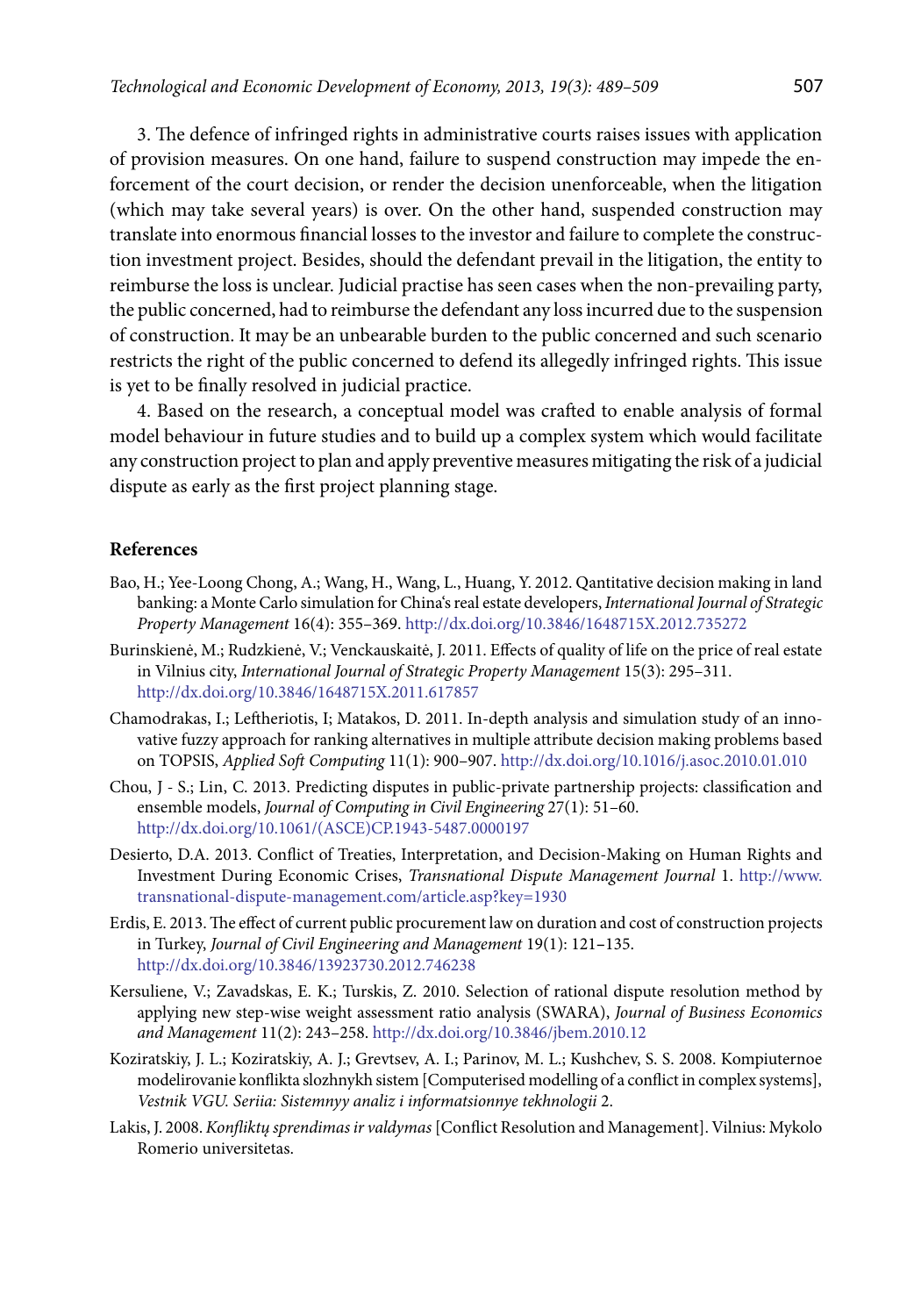3. The defence of infringed rights in administrative courts raises issues with application of provision measures. On one hand, failure to suspend construction may impede the enforcement of the court decision, or render the decision unenforceable, when the litigation (which may take several years) is over. On the other hand, suspended construction may translate into enormous financial losses to the investor and failure to complete the construction investment project. Besides, should the defendant prevail in the litigation, the entity to reimburse the loss is unclear. Judicial practise has seen cases when the non-prevailing party, the public concerned, had to reimburse the defendant any loss incurred due to the suspension of construction. It may be an unbearable burden to the public concerned and such scenario restricts the right of the public concerned to defend its allegedly infringed rights. This issue is yet to be finally resolved in judicial practice.

4. Based on the research, a conceptual model was crafted to enable analysis of formal model behaviour in future studies and to build up a complex system which would facilitate any construction project to plan and apply preventive measures mitigating the risk of a judicial dispute as early as the first project planning stage.

## References

Bao, H.; Yee-Loong Chong, A.; Wang, H., Wang, L., Huang, Y. 2012. Qantitative decision making in land banking: a Monte Carlo simulation for China's real estate developers, *International Journal of Strategic Property Management* 16(4): 355–369. http://dx.doi.org/10.3846/1648715X.2012.735272

Burinskienė, M.; Rudzkienė, V.; Venckauskaitė, J. 2011. Effects of quality of life on the price of real estate in Vilnius city, *International Journal of Strategic Property Management* 15(3): 295–311. http://dx.doi.org/10.3846/1648715X.2011.617857

Chamodrakas, I.; Leftheriotis, I; Matakos, D. 2011. In-depth analysis and simulation study of an innovative fuzzy approach for ranking alternatives in multiple attribute decision making problems based on TOPSIS, *Applied Soft Computing* 11(1): 900–907. http://dx.doi.org/10.1016/j.asoc.2010.01.010

Chou, J - S.; Lin, C. 2013. Predicting disputes in public-private partnership projects: classification and ensemble models, *Journal of Computing in Civil Engineering* 27(1): 51–60. http://dx.doi.org/10.1061/(ASCE)CP.1943-5487.0000197

Desierto, D.A. 2013. Conflict of Treaties, Interpretation, and Decision-Making on Human Rights and Investment During Economic Crises, *Transnational Dispute Management Journal* 1. http://www.transnational-dispute-management.com/article.asp?key=1930

Erdis, E. 2013. The effect of current public procurement law on duration and cost of construction projects in Turkey, *Journal of Civil Engineering and Management* 19(1): 121–135. http://dx.doi.org/10.3846/13923730.2012.746238

Kersuliene, V.; Zavadskas, E. K.; Turskis, Z. 2010. Selection of rational dispute resolution method by applying new step-wise weight assessment ratio analysis (SWARA), *Journal of Business Economics and Management* 11(2): 243–258. http://dx.doi.org/10.3846/jbem.2010.12

Koziratskiy, J. L.; Koziratskiy, A. J.; Grevtsev, A. I.; Parinov, M. L.; Kushchev, S. S. 2008. Kompiuternoe modelirovanie konflikta slozhnykh sistem [Computerised modelling of a conflict in complex systems], *Vestnik VGU. Seriia: Sistemnyy analiz i informatsionnye tekhnologii* 2.

Lakis, J. 2008. *Konfliktų sprendimas ir valdymas* [Conflict Resolution and Management]. Vilnius: Mykolo Romerio universitetas.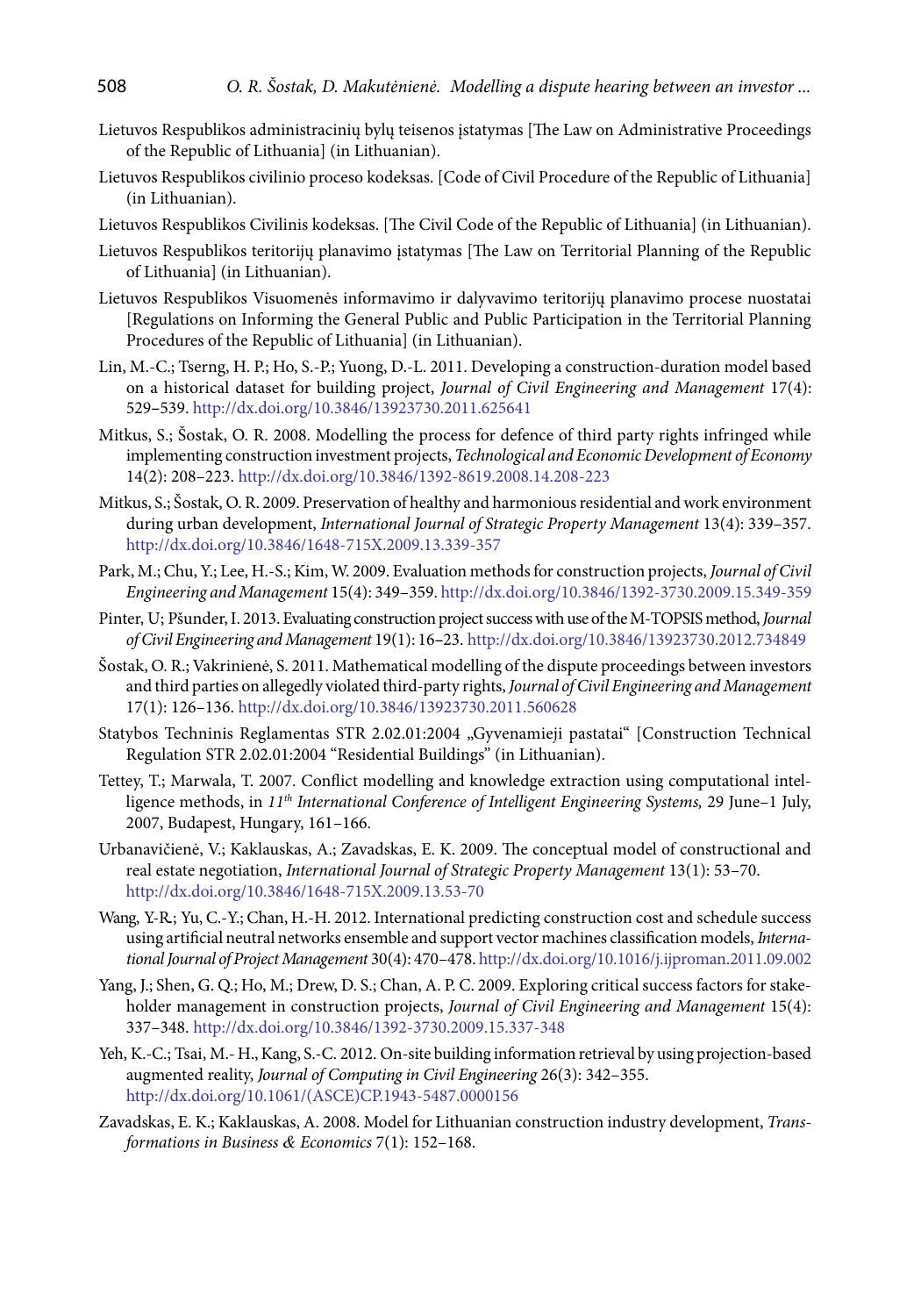Lietuvos Respublikos administracinių bylų teisenos įstatymas [The Law on Administrative Proceedings of the Republic of Lithuania] (in Lithuanian).

Lietuvos Respublikos civilinio proceso kodeksas. [Code of Civil Procedure of the Republic of Lithuania] (in Lithuanian).

Lietuvos Respublikos Civilinis kodeksas. [The Civil Code of the Republic of Lithuania] (in Lithuanian).

Lietuvos Respublikos teritorijų planavimo įstatymas [The Law on Territorial Planning of the Republic of Lithuania] (in Lithuanian).

Lietuvos Respublikos Visuomenės informavimo ir dalyvavimo teritorijų planavimo procese nuostatai [Regulations on Informing the General Public and Public Participation in the Territorial Planning Procedures of the Republic of Lithuania] (in Lithuanian).

Lin, M.-C.; Tserng, H. P.; Ho, S.-P.; Yuong, D.-L. 2011. Developing a construction-duration model based on a historical dataset for building project, *Journal of Civil Engineering and Management* 17(4): 529–539. http://dx.doi.org/10.3846/13923730.2011.625641

Mitkus, S.; Šostak, O. R. 2008. Modelling the process for defence of third party rights infringed while implementing construction investment projects, *Technological and Economic Development of Economy* 14(2): 208–223. http://dx.doi.org/10.3846/1392-8619.2008.14.208-223

Mitkus, S.; Šostak, O. R. 2009. Preservation of healthy and harmonious residential and work environment during urban development, *International Journal of Strategic Property Management* 13(4): 339–357. http://dx.doi.org/10.3846/1648-715X.2009.13.339-357

Park, M.; Chu, Y.; Lee, H.-S.; Kim, W. 2009. Evaluation methods for construction projects, *Journal of Civil Engineering and Management* 15(4): 349–359. http://dx.doi.org/10.3846/1392-3730.2009.15.349-359

Pinter, U; Pšunder, I. 2013. Evaluating construction project success with use of the M-TOPSIS method, *Journal of Civil Engineering and Management* 19(1): 16–23. http://dx.doi.org/10.3846/13923730.2012.734849

Šostak, O. R.; Vakrinienė, S. 2011. Mathematical modelling of the dispute proceedings between investors and third parties on allegedly violated third-party rights, *Journal of Civil Engineering and Management* 17(1): 126–136. http://dx.doi.org/10.3846/13923730.2011.560628

Statybos Techninis Reglamentas STR 2.02.01:2004 „Gyvenamieji pastatai" [Construction Technical Regulation STR 2.02.01:2004 "Residential Buildings" (in Lithuanian).

Tettey, T.; Marwala, T. 2007. Conflict modelling and knowledge extraction using computational intelligence methods, in *11th International Conference of Intelligent Engineering Systems,* 29 June–1 July, 2007, Budapest, Hungary, 161–166.

Urbanavičienė, V.; Kaklauskas, A.; Zavadskas, E. K. 2009. The conceptual model of constructional and real estate negotiation, *International Journal of Strategic Property Management* 13(1): 53–70. http://dx.doi.org/10.3846/1648-715X.2009.13.53-70

Wang, Y.-R.; Yu, C.-Y.; Chan, H.-H. 2012. International predicting construction cost and schedule success using artificial neutral networks ensemble and support vector machines classification models, *International Journal of Project Management* 30(4): 470–478. http://dx.doi.org/10.1016/j.ijproman.2011.09.002

Yang, J.; Shen, G. Q.; Ho, M.; Drew, D. S.; Chan, A. P. C. 2009. Exploring critical success factors for stakeholder management in construction projects, *Journal of Civil Engineering and Management* 15(4): 337–348. http://dx.doi.org/10.3846/1392-3730.2009.15.337-348

Yeh, K.-C.; Tsai, M.- H., Kang, S.-C. 2012. On-site building information retrieval by using projection-based augmented reality, *Journal of Computing in Civil Engineering* 26(3): 342–355. http://dx.doi.org/10.1061/(ASCE)CP.1943-5487.0000156

Zavadskas, E. K.; Kaklauskas, A. 2008. Model for Lithuanian construction industry development, *Transformations in Business & Economics* 7(1): 152–168.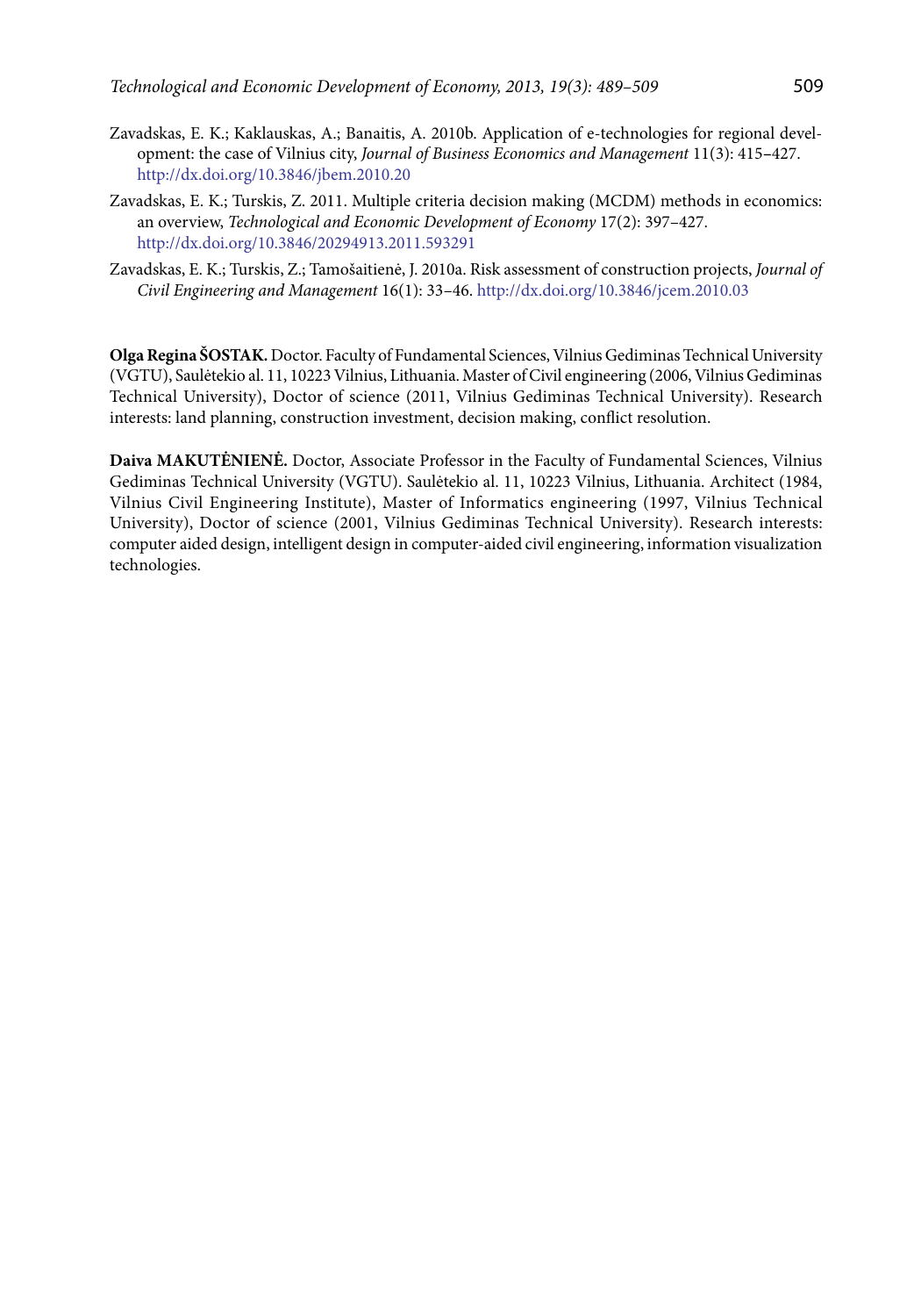Zavadskas, E. K.; Kaklauskas, A.; Banaitis, A. 2010b. Application of e-technologies for regional development: the case of Vilnius city, *Journal of Business Economics and Management* 11(3): 415–427. http://dx.doi.org/10.3846/jbem.2010.20

Zavadskas, E. K.; Turskis, Z. 2011. Multiple criteria decision making (MCDM) methods in economics: an overview, *Technological and Economic Development of Economy* 17(2): 397–427. http://dx.doi.org/10.3846/20294913.2011.593291

Zavadskas, E. K.; Turskis, Z.; Tamošaitienė, J. 2010a. Risk assessment of construction projects, *Journal of Civil Engineering and Management* 16(1): 33–46. http://dx.doi.org/10.3846/jcem.2010.03

**Olga Regina ŠOSTAK.** Doctor. Faculty of Fundamental Sciences, Vilnius Gediminas Technical University (VGTU), Saulėtekio al. 11, 10223 Vilnius, Lithuania. Master of Civil engineering (2006, Vilnius Gediminas Technical University), Doctor of science (2011, Vilnius Gediminas Technical University). Research interests: land planning, construction investment, decision making, conflict resolution.

**Daiva MAKUTĖNIENĖ.** Doctor, Associate Professor in the Faculty of Fundamental Sciences, Vilnius Gediminas Technical University (VGTU). Saulėtekio al. 11, 10223 Vilnius, Lithuania. Architect (1984, Vilnius Civil Engineering Institute), Master of Informatics engineering (1997, Vilnius Technical University), Doctor of science (2001, Vilnius Gediminas Technical University). Research interests: computer aided design, intelligent design in computer-aided civil engineering, information visualization technologies.